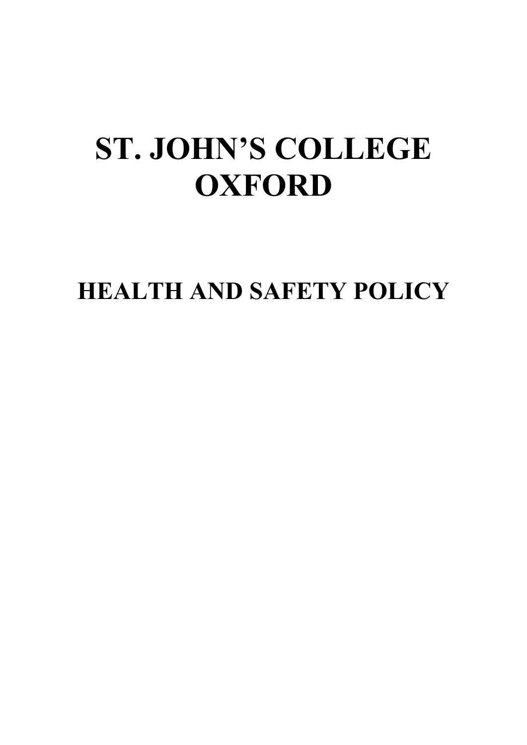# ST. JOHN'S COLLEGE OXFORD

## HEALTH AND SAFETY POLICY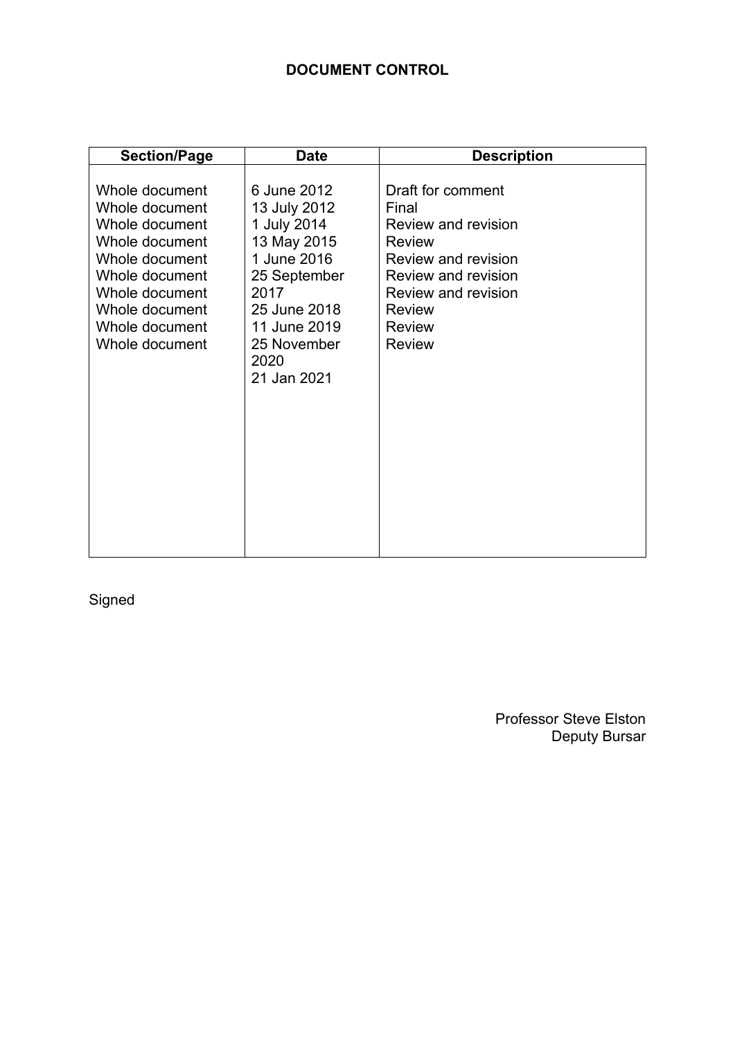**DOCUMENT CONTROL**

| Section/Page | Date | Description |
|---|---|---|
| Whole document | 6 June 2012 | Draft for comment |
| Whole document | 13 July 2012 | Final |
| Whole document | 1 July 2014 | Review and revision |
| Whole document | 13 May 2015 | Review |
| Whole document | 1 June 2016 | Review and revision |
| Whole document | 25 September 2017 | Review and revision |
| Whole document | 25 June 2018 | Review and revision |
| Whole document | 11 June 2019 | Review |
| Whole document | 25 November 2020 | Review |
| Whole document | 21 Jan 2021 | Review |

Signed

Professor Steve Elston
Deputy Bursar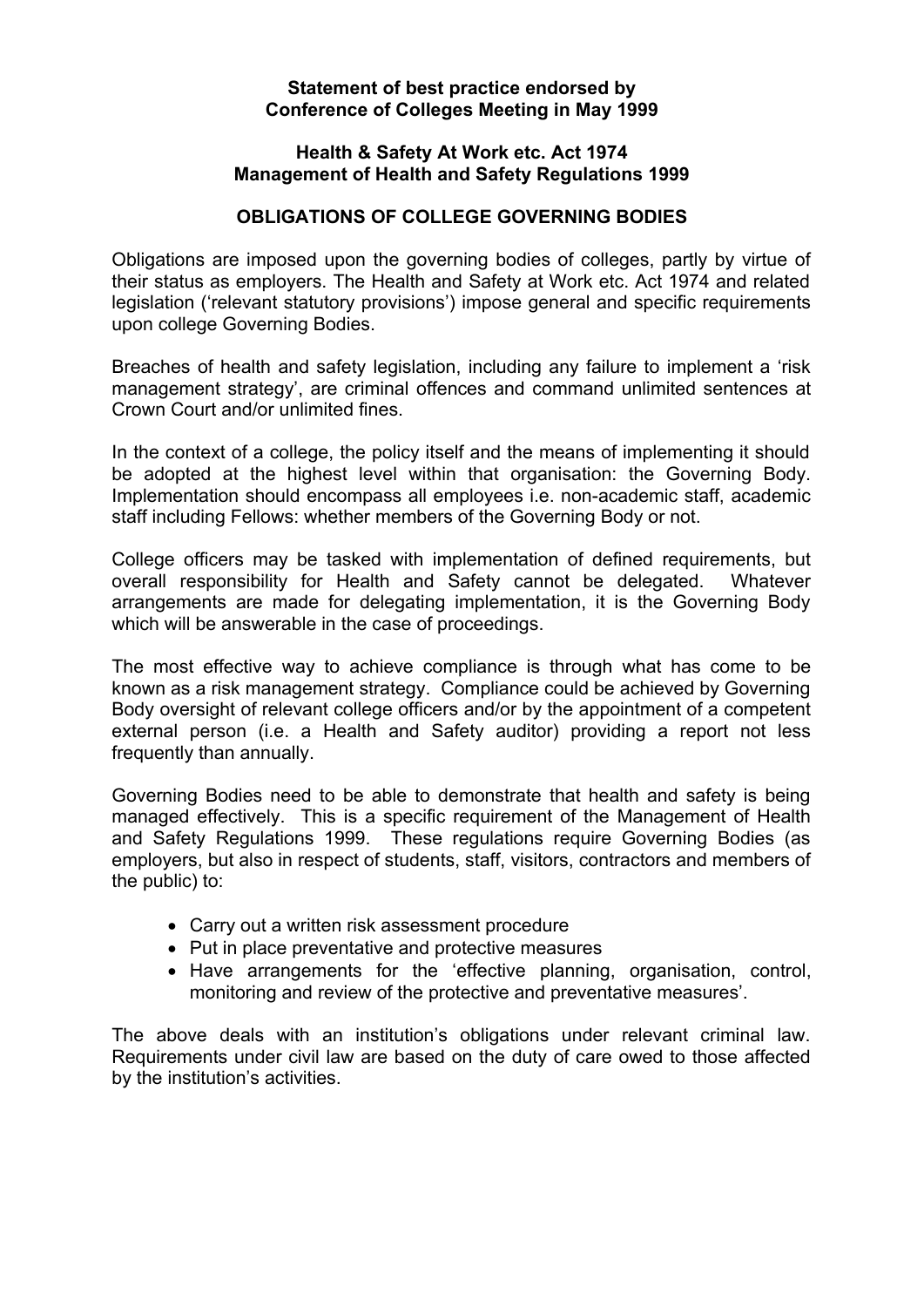**Statement of best practice endorsed by Conference of Colleges Meeting in May 1999**

**Health & Safety At Work etc. Act 1974**
**Management of Health and Safety Regulations 1999**

## OBLIGATIONS OF COLLEGE GOVERNING BODIES

Obligations are imposed upon the governing bodies of colleges, partly by virtue of their status as employers. The Health and Safety at Work etc. Act 1974 and related legislation ('relevant statutory provisions') impose general and specific requirements upon college Governing Bodies.

Breaches of health and safety legislation, including any failure to implement a 'risk management strategy', are criminal offences and command unlimited sentences at Crown Court and/or unlimited fines.

In the context of a college, the policy itself and the means of implementing it should be adopted at the highest level within that organisation: the Governing Body. Implementation should encompass all employees i.e. non-academic staff, academic staff including Fellows: whether members of the Governing Body or not.

College officers may be tasked with implementation of defined requirements, but overall responsibility for Health and Safety cannot be delegated. Whatever arrangements are made for delegating implementation, it is the Governing Body which will be answerable in the case of proceedings.

The most effective way to achieve compliance is through what has come to be known as a risk management strategy. Compliance could be achieved by Governing Body oversight of relevant college officers and/or by the appointment of a competent external person (i.e. a Health and Safety auditor) providing a report not less frequently than annually.

Governing Bodies need to be able to demonstrate that health and safety is being managed effectively. This is a specific requirement of the Management of Health and Safety Regulations 1999. These regulations require Governing Bodies (as employers, but also in respect of students, staff, visitors, contractors and members of the public) to:

- Carry out a written risk assessment procedure
- Put in place preventative and protective measures
- Have arrangements for the 'effective planning, organisation, control, monitoring and review of the protective and preventative measures'.

The above deals with an institution's obligations under relevant criminal law. Requirements under civil law are based on the duty of care owed to those affected by the institution's activities.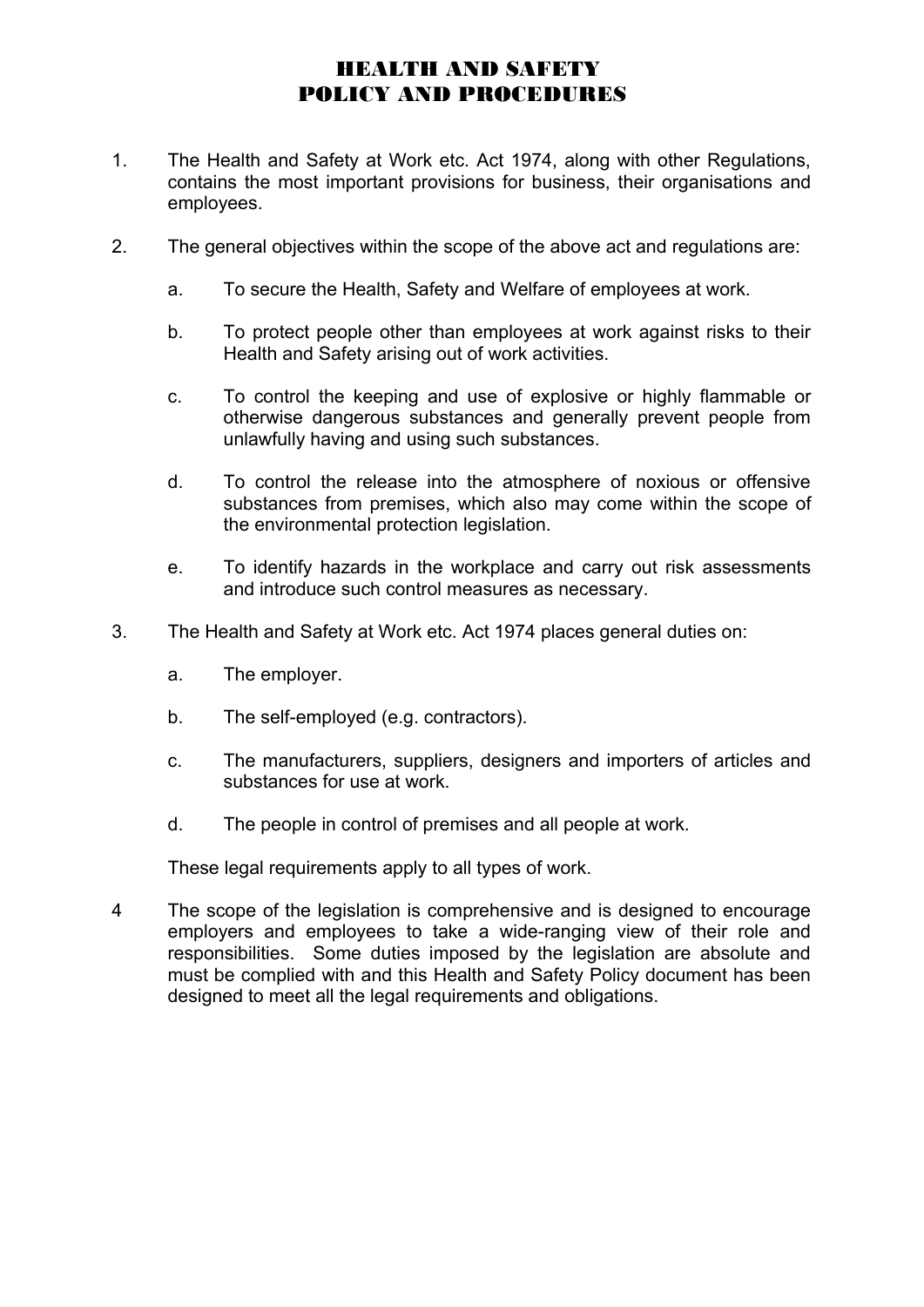# HEALTH AND SAFETY POLICY AND PROCEDURES

1. The Health and Safety at Work etc. Act 1974, along with other Regulations, contains the most important provisions for business, their organisations and employees.

2. The general objectives within the scope of the above act and regulations are:

   a. To secure the Health, Safety and Welfare of employees at work.

   b. To protect people other than employees at work against risks to their Health and Safety arising out of work activities.

   c. To control the keeping and use of explosive or highly flammable or otherwise dangerous substances and generally prevent people from unlawfully having and using such substances.

   d. To control the release into the atmosphere of noxious or offensive substances from premises, which also may come within the scope of the environmental protection legislation.

   e. To identify hazards in the workplace and carry out risk assessments and introduce such control measures as necessary.

3. The Health and Safety at Work etc. Act 1974 places general duties on:

   a. The employer.

   b. The self-employed (e.g. contractors).

   c. The manufacturers, suppliers, designers and importers of articles and substances for use at work.

   d. The people in control of premises and all people at work.

   These legal requirements apply to all types of work.

4 The scope of the legislation is comprehensive and is designed to encourage employers and employees to take a wide-ranging view of their role and responsibilities. Some duties imposed by the legislation are absolute and must be complied with and this Health and Safety Policy document has been designed to meet all the legal requirements and obligations.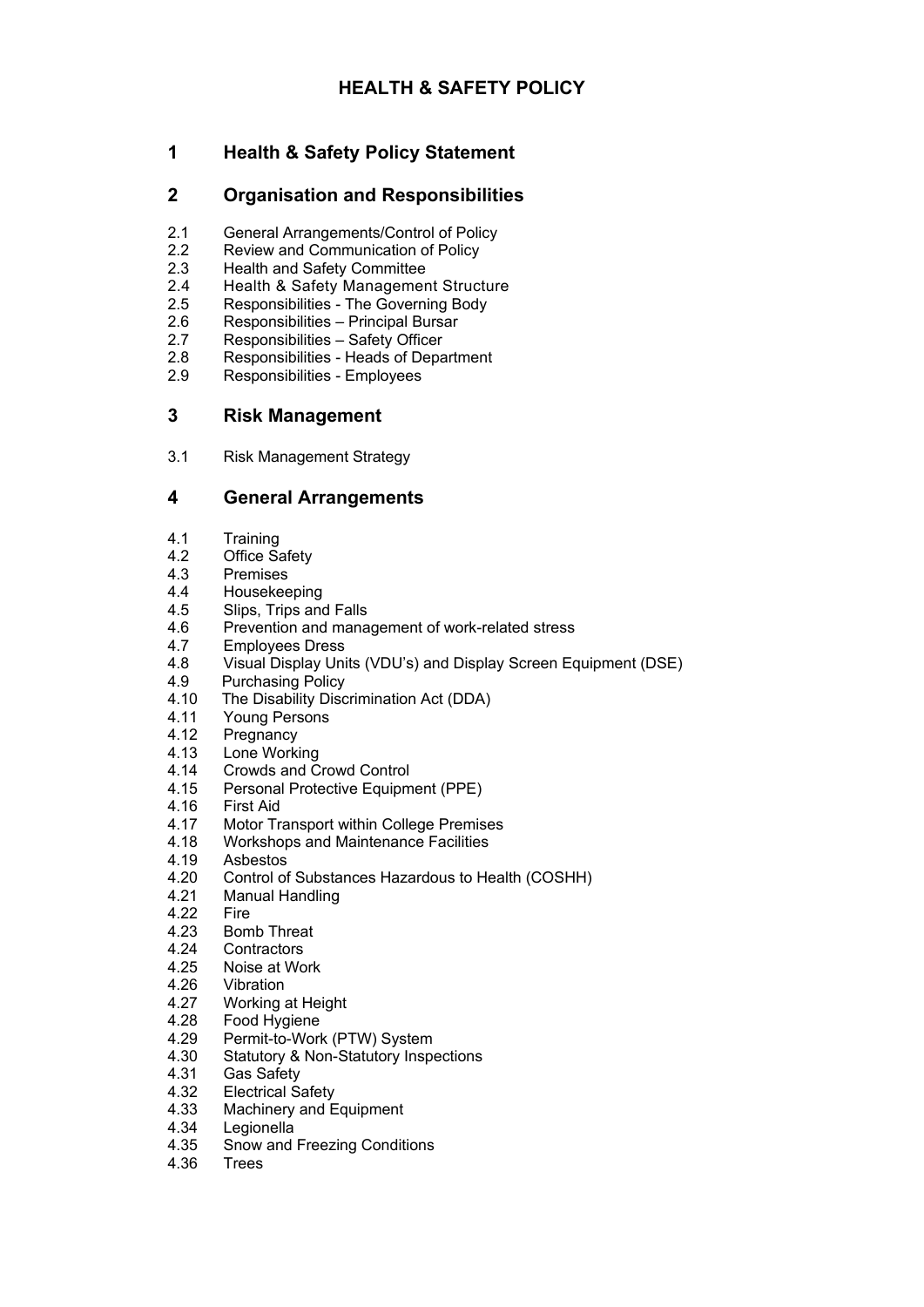# HEALTH & SAFETY POLICY

## 1 Health & Safety Policy Statement

## 2 Organisation and Responsibilities

2.1 General Arrangements/Control of Policy
2.2 Review and Communication of Policy
2.3 Health and Safety Committee
2.4 Health & Safety Management Structure
2.5 Responsibilities - The Governing Body
2.6 Responsibilities – Principal Bursar
2.7 Responsibilities – Safety Officer
2.8 Responsibilities - Heads of Department
2.9 Responsibilities - Employees

## 3 Risk Management

3.1 Risk Management Strategy

## 4 General Arrangements

4.1 Training
4.2 Office Safety
4.3 Premises
4.4 Housekeeping
4.5 Slips, Trips and Falls
4.6 Prevention and management of work-related stress
4.7 Employees Dress
4.8 Visual Display Units (VDU's) and Display Screen Equipment (DSE)
4.9 Purchasing Policy
4.10 The Disability Discrimination Act (DDA)
4.11 Young Persons
4.12 Pregnancy
4.13 Lone Working
4.14 Crowds and Crowd Control
4.15 Personal Protective Equipment (PPE)
4.16 First Aid
4.17 Motor Transport within College Premises
4.18 Workshops and Maintenance Facilities
4.19 Asbestos
4.20 Control of Substances Hazardous to Health (COSHH)
4.21 Manual Handling
4.22 Fire
4.23 Bomb Threat
4.24 Contractors
4.25 Noise at Work
4.26 Vibration
4.27 Working at Height
4.28 Food Hygiene
4.29 Permit-to-Work (PTW) System
4.30 Statutory & Non-Statutory Inspections
4.31 Gas Safety
4.32 Electrical Safety
4.33 Machinery and Equipment
4.34 Legionella
4.35 Snow and Freezing Conditions
4.36 Trees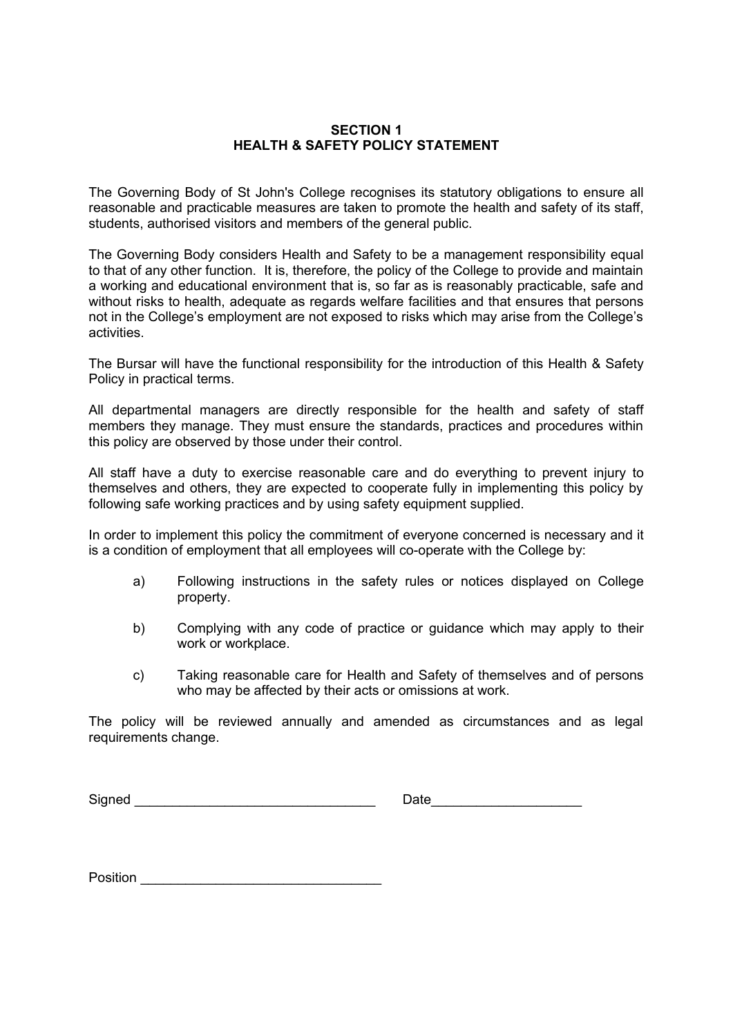# SECTION 1
# HEALTH & SAFETY POLICY STATEMENT

The Governing Body of St John's College recognises its statutory obligations to ensure all reasonable and practicable measures are taken to promote the health and safety of its staff, students, authorised visitors and members of the general public.

The Governing Body considers Health and Safety to be a management responsibility equal to that of any other function. It is, therefore, the policy of the College to provide and maintain a working and educational environment that is, so far as is reasonably practicable, safe and without risks to health, adequate as regards welfare facilities and that ensures that persons not in the College's employment are not exposed to risks which may arise from the College's activities.

The Bursar will have the functional responsibility for the introduction of this Health & Safety Policy in practical terms.

All departmental managers are directly responsible for the health and safety of staff members they manage. They must ensure the standards, practices and procedures within this policy are observed by those under their control.

All staff have a duty to exercise reasonable care and do everything to prevent injury to themselves and others, they are expected to cooperate fully in implementing this policy by following safe working practices and by using safety equipment supplied.

In order to implement this policy the commitment of everyone concerned is necessary and it is a condition of employment that all employees will co-operate with the College by:

a) Following instructions in the safety rules or notices displayed on College property.

b) Complying with any code of practice or guidance which may apply to their work or workplace.

c) Taking reasonable care for Health and Safety of themselves and of persons who may be affected by their acts or omissions at work.

The policy will be reviewed annually and amended as circumstances and as legal requirements change.

Signed ________________________________ Date____________________

Position ________________________________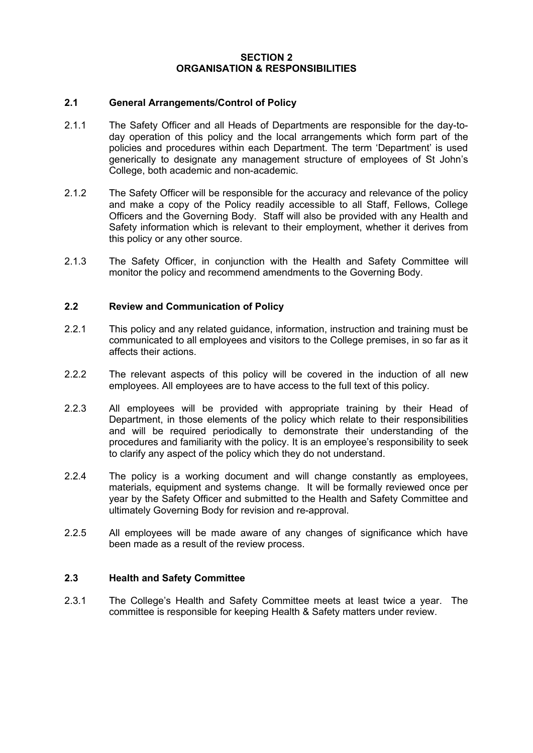# SECTION 2
# ORGANISATION & RESPONSIBILITIES

## 2.1 General Arrangements/Control of Policy

2.1.1 The Safety Officer and all Heads of Departments are responsible for the day-to-day operation of this policy and the local arrangements which form part of the policies and procedures within each Department. The term 'Department' is used generically to designate any management structure of employees of St John's College, both academic and non-academic.

2.1.2 The Safety Officer will be responsible for the accuracy and relevance of the policy and make a copy of the Policy readily accessible to all Staff, Fellows, College Officers and the Governing Body. Staff will also be provided with any Health and Safety information which is relevant to their employment, whether it derives from this policy or any other source.

2.1.3 The Safety Officer, in conjunction with the Health and Safety Committee will monitor the policy and recommend amendments to the Governing Body.

## 2.2 Review and Communication of Policy

2.2.1 This policy and any related guidance, information, instruction and training must be communicated to all employees and visitors to the College premises, in so far as it affects their actions.

2.2.2 The relevant aspects of this policy will be covered in the induction of all new employees. All employees are to have access to the full text of this policy.

2.2.3 All employees will be provided with appropriate training by their Head of Department, in those elements of the policy which relate to their responsibilities and will be required periodically to demonstrate their understanding of the procedures and familiarity with the policy. It is an employee's responsibility to seek to clarify any aspect of the policy which they do not understand.

2.2.4 The policy is a working document and will change constantly as employees, materials, equipment and systems change. It will be formally reviewed once per year by the Safety Officer and submitted to the Health and Safety Committee and ultimately Governing Body for revision and re-approval.

2.2.5 All employees will be made aware of any changes of significance which have been made as a result of the review process.

## 2.3 Health and Safety Committee

2.3.1 The College's Health and Safety Committee meets at least twice a year. The committee is responsible for keeping Health & Safety matters under review.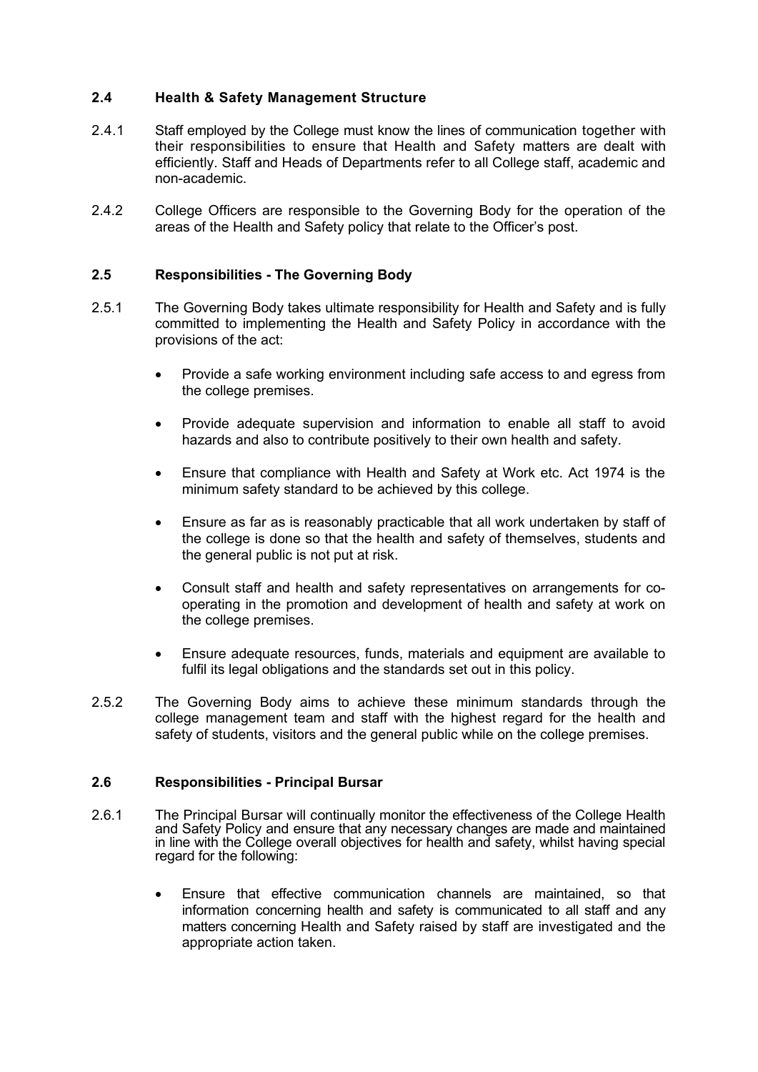### 2.4 Health & Safety Management Structure

2.4.1 Staff employed by the College must know the lines of communication together with their responsibilities to ensure that Health and Safety matters are dealt with efficiently. Staff and Heads of Departments refer to all College staff, academic and non-academic.

2.4.2 College Officers are responsible to the Governing Body for the operation of the areas of the Health and Safety policy that relate to the Officer's post.

### 2.5 Responsibilities - The Governing Body

2.5.1 The Governing Body takes ultimate responsibility for Health and Safety and is fully committed to implementing the Health and Safety Policy in accordance with the provisions of the act:

- Provide a safe working environment including safe access to and egress from the college premises.
- Provide adequate supervision and information to enable all staff to avoid hazards and also to contribute positively to their own health and safety.
- Ensure that compliance with Health and Safety at Work etc. Act 1974 is the minimum safety standard to be achieved by this college.
- Ensure as far as is reasonably practicable that all work undertaken by staff of the college is done so that the health and safety of themselves, students and the general public is not put at risk.
- Consult staff and health and safety representatives on arrangements for co-operating in the promotion and development of health and safety at work on the college premises.
- Ensure adequate resources, funds, materials and equipment are available to fulfil its legal obligations and the standards set out in this policy.

2.5.2 The Governing Body aims to achieve these minimum standards through the college management team and staff with the highest regard for the health and safety of students, visitors and the general public while on the college premises.

### 2.6 Responsibilities - Principal Bursar

2.6.1 The Principal Bursar will continually monitor the effectiveness of the College Health and Safety Policy and ensure that any necessary changes are made and maintained in line with the College overall objectives for health and safety, whilst having special regard for the following:

- Ensure that effective communication channels are maintained, so that information concerning health and safety is communicated to all staff and any matters concerning Health and Safety raised by staff are investigated and the appropriate action taken.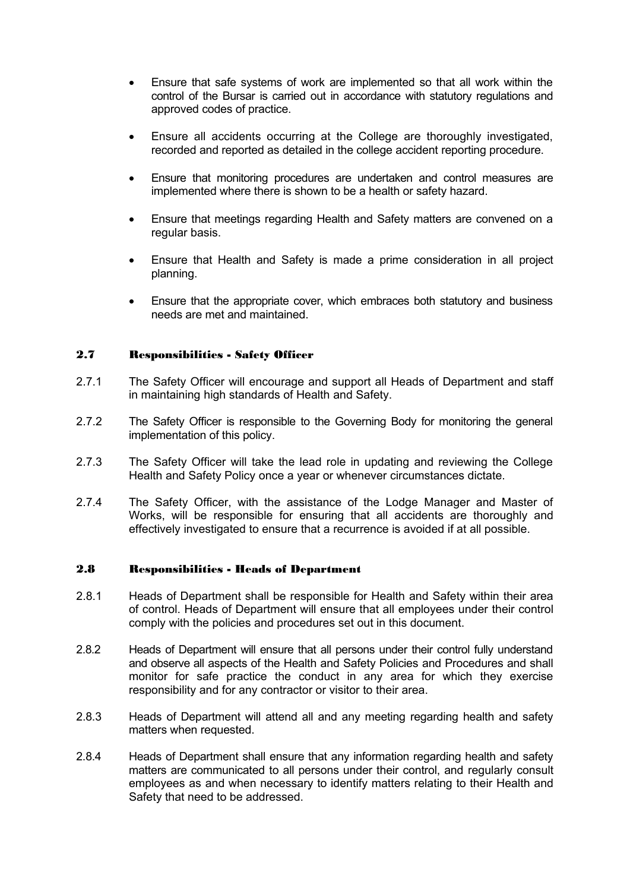- Ensure that safe systems of work are implemented so that all work within the control of the Bursar is carried out in accordance with statutory regulations and approved codes of practice.
- Ensure all accidents occurring at the College are thoroughly investigated, recorded and reported as detailed in the college accident reporting procedure.
- Ensure that monitoring procedures are undertaken and control measures are implemented where there is shown to be a health or safety hazard.
- Ensure that meetings regarding Health and Safety matters are convened on a regular basis.
- Ensure that Health and Safety is made a prime consideration in all project planning.
- Ensure that the appropriate cover, which embraces both statutory and business needs are met and maintained.

### 2.7 Responsibilities - Safety Officer

2.7.1 The Safety Officer will encourage and support all Heads of Department and staff in maintaining high standards of Health and Safety.

2.7.2 The Safety Officer is responsible to the Governing Body for monitoring the general implementation of this policy.

2.7.3 The Safety Officer will take the lead role in updating and reviewing the College Health and Safety Policy once a year or whenever circumstances dictate.

2.7.4 The Safety Officer, with the assistance of the Lodge Manager and Master of Works, will be responsible for ensuring that all accidents are thoroughly and effectively investigated to ensure that a recurrence is avoided if at all possible.

### 2.8 Responsibilities - Heads of Department

2.8.1 Heads of Department shall be responsible for Health and Safety within their area of control. Heads of Department will ensure that all employees under their control comply with the policies and procedures set out in this document.

2.8.2 Heads of Department will ensure that all persons under their control fully understand and observe all aspects of the Health and Safety Policies and Procedures and shall monitor for safe practice the conduct in any area for which they exercise responsibility and for any contractor or visitor to their area.

2.8.3 Heads of Department will attend all and any meeting regarding health and safety matters when requested.

2.8.4 Heads of Department shall ensure that any information regarding health and safety matters are communicated to all persons under their control, and regularly consult employees as and when necessary to identify matters relating to their Health and Safety that need to be addressed.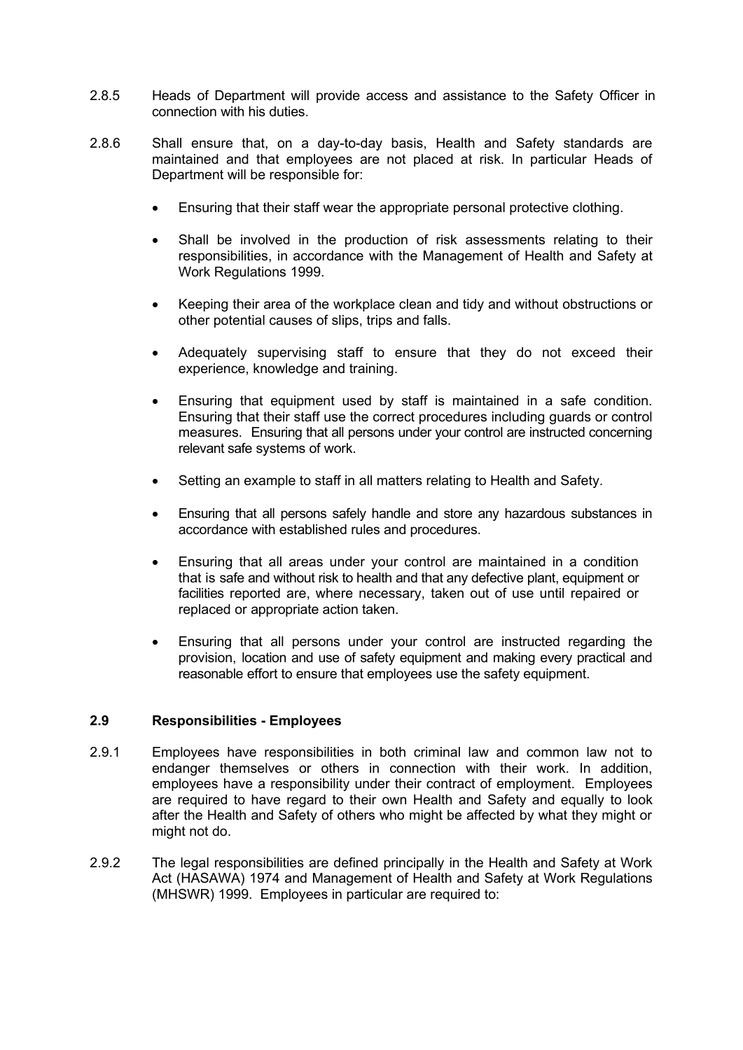2.8.5 Heads of Department will provide access and assistance to the Safety Officer in connection with his duties.

2.8.6 Shall ensure that, on a day-to-day basis, Health and Safety standards are maintained and that employees are not placed at risk. In particular Heads of Department will be responsible for:

- Ensuring that their staff wear the appropriate personal protective clothing.
- Shall be involved in the production of risk assessments relating to their responsibilities, in accordance with the Management of Health and Safety at Work Regulations 1999.
- Keeping their area of the workplace clean and tidy and without obstructions or other potential causes of slips, trips and falls.
- Adequately supervising staff to ensure that they do not exceed their experience, knowledge and training.
- Ensuring that equipment used by staff is maintained in a safe condition. Ensuring that their staff use the correct procedures including guards or control measures. Ensuring that all persons under your control are instructed concerning relevant safe systems of work.
- Setting an example to staff in all matters relating to Health and Safety.
- Ensuring that all persons safely handle and store any hazardous substances in accordance with established rules and procedures.
- Ensuring that all areas under your control are maintained in a condition that is safe and without risk to health and that any defective plant, equipment or facilities reported are, where necessary, taken out of use until repaired or replaced or appropriate action taken.
- Ensuring that all persons under your control are instructed regarding the provision, location and use of safety equipment and making every practical and reasonable effort to ensure that employees use the safety equipment.

### 2.9 Responsibilities - Employees

2.9.1 Employees have responsibilities in both criminal law and common law not to endanger themselves or others in connection with their work. In addition, employees have a responsibility under their contract of employment. Employees are required to have regard to their own Health and Safety and equally to look after the Health and Safety of others who might be affected by what they might or might not do.

2.9.2 The legal responsibilities are defined principally in the Health and Safety at Work Act (HASAWA) 1974 and Management of Health and Safety at Work Regulations (MHSWR) 1999. Employees in particular are required to: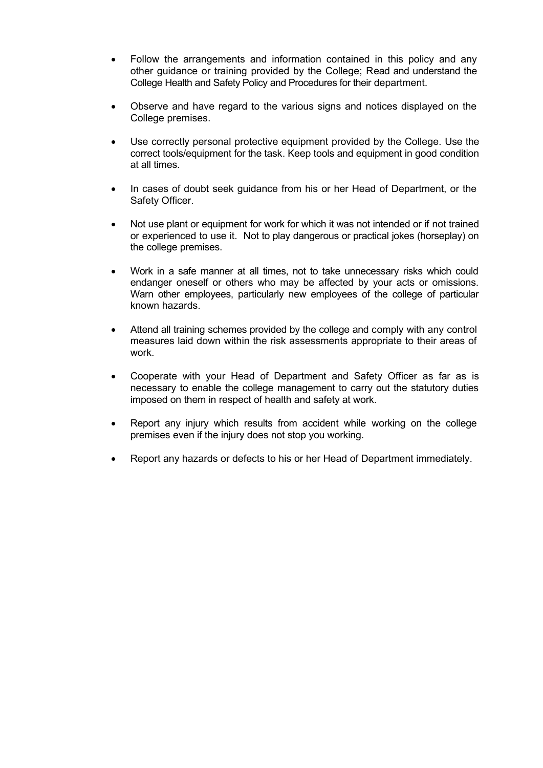- Follow the arrangements and information contained in this policy and any other guidance or training provided by the College; Read and understand the College Health and Safety Policy and Procedures for their department.

- Observe and have regard to the various signs and notices displayed on the College premises.

- Use correctly personal protective equipment provided by the College. Use the correct tools/equipment for the task. Keep tools and equipment in good condition at all times.

- In cases of doubt seek guidance from his or her Head of Department, or the Safety Officer.

- Not use plant or equipment for work for which it was not intended or if not trained or experienced to use it. Not to play dangerous or practical jokes (horseplay) on the college premises.

- Work in a safe manner at all times, not to take unnecessary risks which could endanger oneself or others who may be affected by your acts or omissions. Warn other employees, particularly new employees of the college of particular known hazards.

- Attend all training schemes provided by the college and comply with any control measures laid down within the risk assessments appropriate to their areas of work.

- Cooperate with your Head of Department and Safety Officer as far as is necessary to enable the college management to carry out the statutory duties imposed on them in respect of health and safety at work.

- Report any injury which results from accident while working on the college premises even if the injury does not stop you working.

- Report any hazards or defects to his or her Head of Department immediately.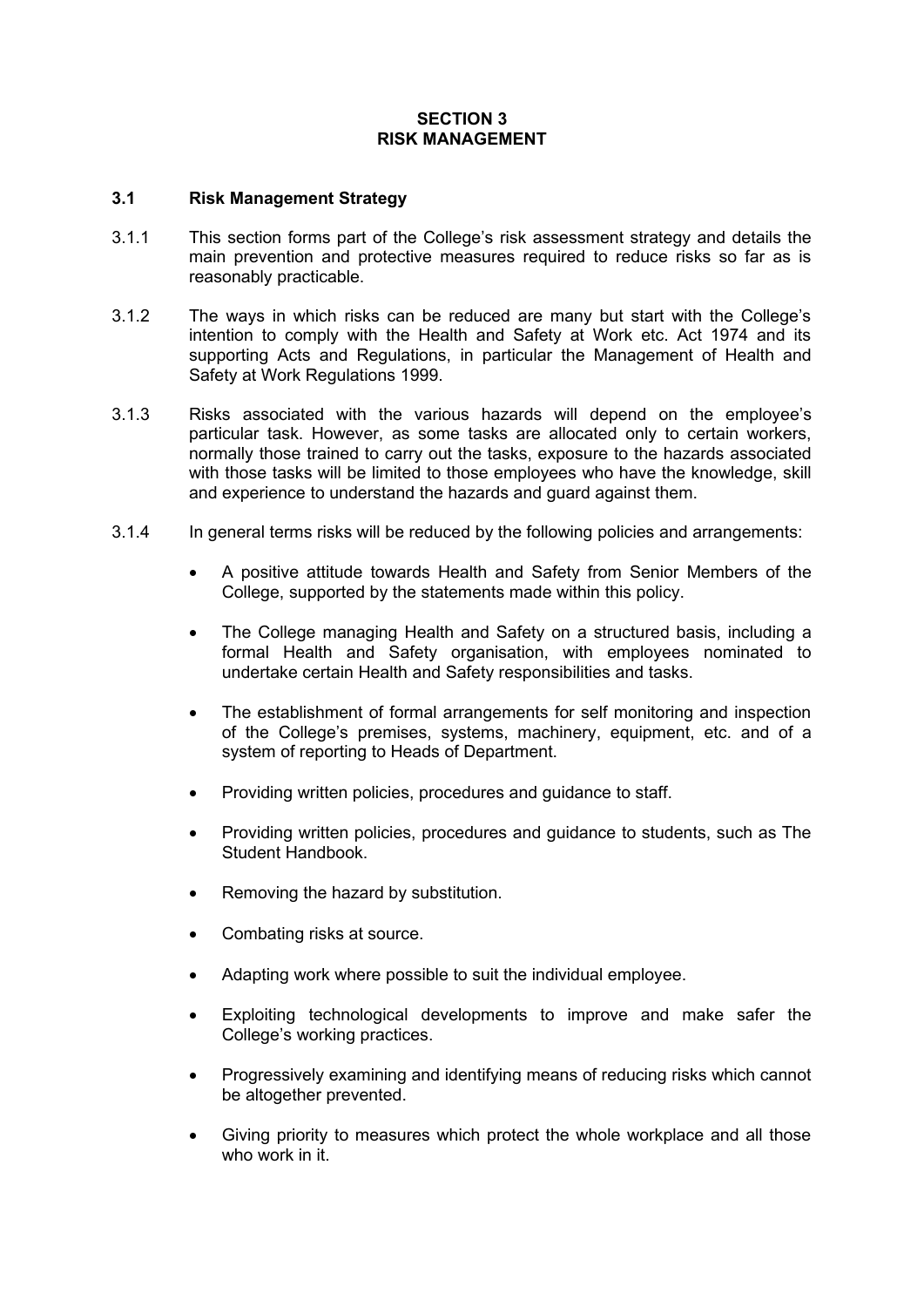# SECTION 3
# RISK MANAGEMENT

## 3.1 Risk Management Strategy

3.1.1 This section forms part of the College's risk assessment strategy and details the main prevention and protective measures required to reduce risks so far as is reasonably practicable.

3.1.2 The ways in which risks can be reduced are many but start with the College's intention to comply with the Health and Safety at Work etc. Act 1974 and its supporting Acts and Regulations, in particular the Management of Health and Safety at Work Regulations 1999.

3.1.3 Risks associated with the various hazards will depend on the employee's particular task. However, as some tasks are allocated only to certain workers, normally those trained to carry out the tasks, exposure to the hazards associated with those tasks will be limited to those employees who have the knowledge, skill and experience to understand the hazards and guard against them.

3.1.4 In general terms risks will be reduced by the following policies and arrangements:

- A positive attitude towards Health and Safety from Senior Members of the College, supported by the statements made within this policy.
- The College managing Health and Safety on a structured basis, including a formal Health and Safety organisation, with employees nominated to undertake certain Health and Safety responsibilities and tasks.
- The establishment of formal arrangements for self monitoring and inspection of the College's premises, systems, machinery, equipment, etc. and of a system of reporting to Heads of Department.
- Providing written policies, procedures and guidance to staff.
- Providing written policies, procedures and guidance to students, such as The Student Handbook.
- Removing the hazard by substitution.
- Combating risks at source.
- Adapting work where possible to suit the individual employee.
- Exploiting technological developments to improve and make safer the College's working practices.
- Progressively examining and identifying means of reducing risks which cannot be altogether prevented.
- Giving priority to measures which protect the whole workplace and all those who work in it.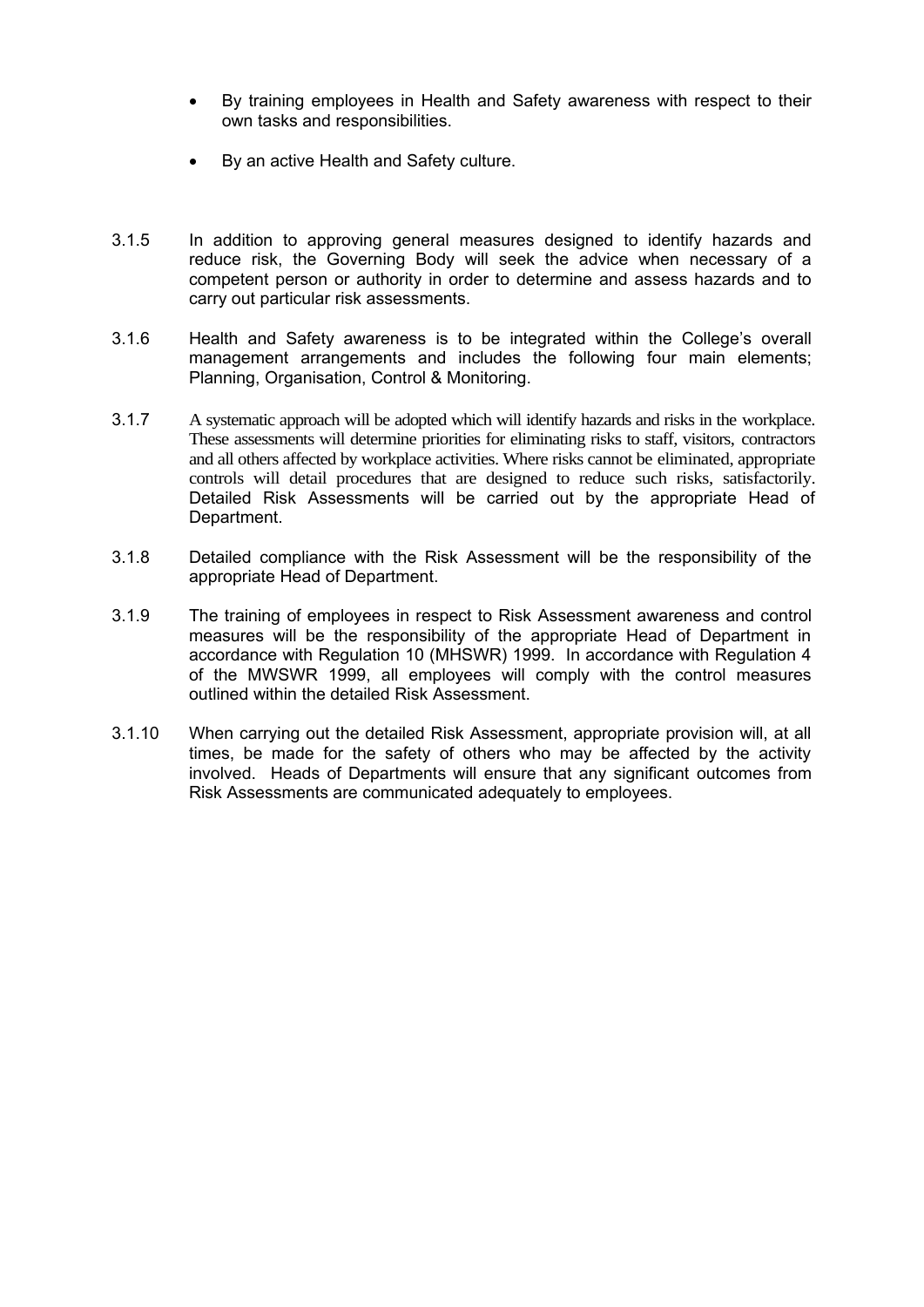- By training employees in Health and Safety awareness with respect to their own tasks and responsibilities.
- By an active Health and Safety culture.

3.1.5 In addition to approving general measures designed to identify hazards and reduce risk, the Governing Body will seek the advice when necessary of a competent person or authority in order to determine and assess hazards and to carry out particular risk assessments.

3.1.6 Health and Safety awareness is to be integrated within the College's overall management arrangements and includes the following four main elements; Planning, Organisation, Control & Monitoring.

3.1.7 A systematic approach will be adopted which will identify hazards and risks in the workplace. These assessments will determine priorities for eliminating risks to staff, visitors, contractors and all others affected by workplace activities. Where risks cannot be eliminated, appropriate controls will detail procedures that are designed to reduce such risks, satisfactorily. Detailed Risk Assessments will be carried out by the appropriate Head of Department.

3.1.8 Detailed compliance with the Risk Assessment will be the responsibility of the appropriate Head of Department.

3.1.9 The training of employees in respect to Risk Assessment awareness and control measures will be the responsibility of the appropriate Head of Department in accordance with Regulation 10 (MHSWR) 1999. In accordance with Regulation 4 of the MWSWR 1999, all employees will comply with the control measures outlined within the detailed Risk Assessment.

3.1.10 When carrying out the detailed Risk Assessment, appropriate provision will, at all times, be made for the safety of others who may be affected by the activity involved. Heads of Departments will ensure that any significant outcomes from Risk Assessments are communicated adequately to employees.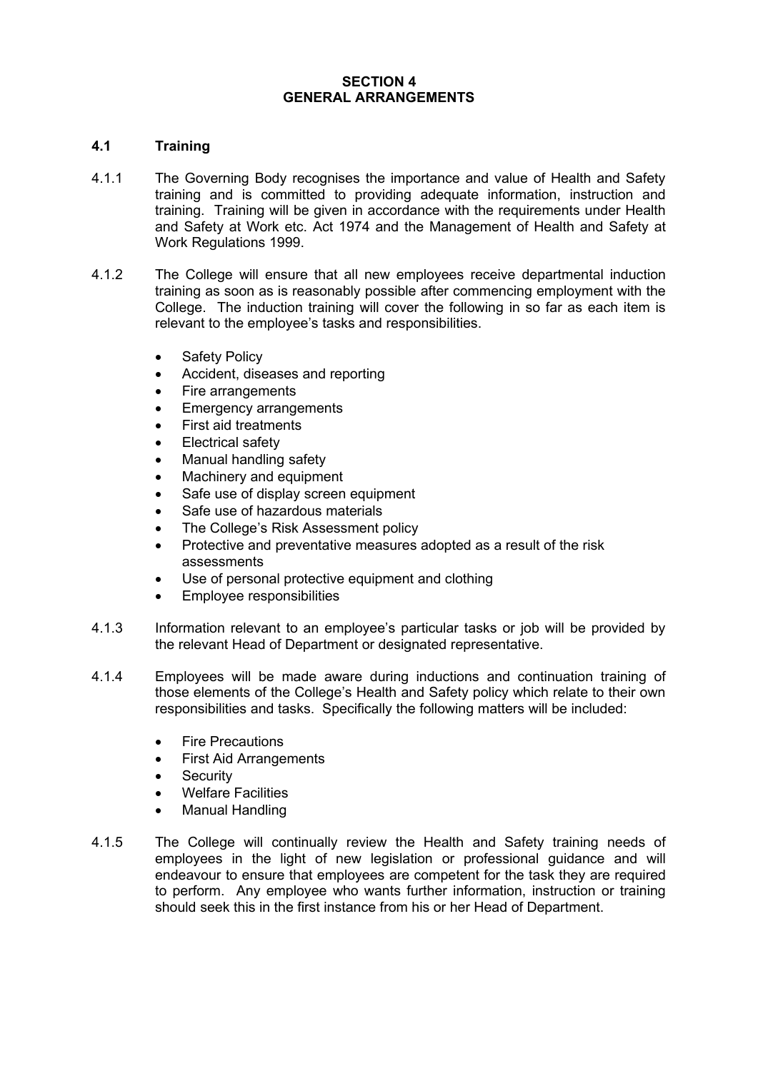# SECTION 4
# GENERAL ARRANGEMENTS

## 4.1 Training

4.1.1 The Governing Body recognises the importance and value of Health and Safety training and is committed to providing adequate information, instruction and training. Training will be given in accordance with the requirements under Health and Safety at Work etc. Act 1974 and the Management of Health and Safety at Work Regulations 1999.

4.1.2 The College will ensure that all new employees receive departmental induction training as soon as is reasonably possible after commencing employment with the College. The induction training will cover the following in so far as each item is relevant to the employee's tasks and responsibilities.

- Safety Policy
- Accident, diseases and reporting
- Fire arrangements
- Emergency arrangements
- First aid treatments
- Electrical safety
- Manual handling safety
- Machinery and equipment
- Safe use of display screen equipment
- Safe use of hazardous materials
- The College's Risk Assessment policy
- Protective and preventative measures adopted as a result of the risk assessments
- Use of personal protective equipment and clothing
- Employee responsibilities

4.1.3 Information relevant to an employee's particular tasks or job will be provided by the relevant Head of Department or designated representative.

4.1.4 Employees will be made aware during inductions and continuation training of those elements of the College's Health and Safety policy which relate to their own responsibilities and tasks. Specifically the following matters will be included:

- Fire Precautions
- First Aid Arrangements
- Security
- Welfare Facilities
- Manual Handling

4.1.5 The College will continually review the Health and Safety training needs of employees in the light of new legislation or professional guidance and will endeavour to ensure that employees are competent for the task they are required to perform. Any employee who wants further information, instruction or training should seek this in the first instance from his or her Head of Department.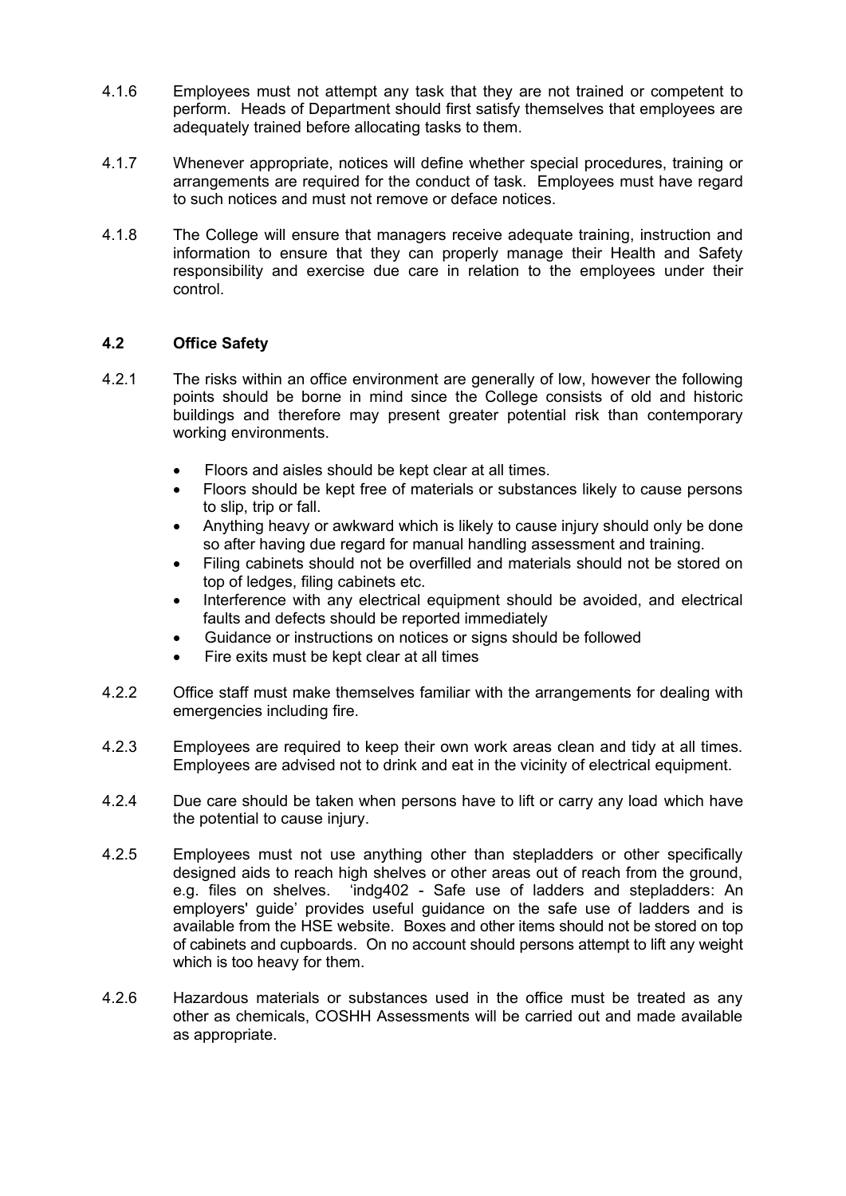4.1.6 Employees must not attempt any task that they are not trained or competent to perform. Heads of Department should first satisfy themselves that employees are adequately trained before allocating tasks to them.

4.1.7 Whenever appropriate, notices will define whether special procedures, training or arrangements are required for the conduct of task. Employees must have regard to such notices and must not remove or deface notices.

4.1.8 The College will ensure that managers receive adequate training, instruction and information to ensure that they can properly manage their Health and Safety responsibility and exercise due care in relation to the employees under their control.

### 4.2 Office Safety

4.2.1 The risks within an office environment are generally of low, however the following points should be borne in mind since the College consists of old and historic buildings and therefore may present greater potential risk than contemporary working environments.

- Floors and aisles should be kept clear at all times.
- Floors should be kept free of materials or substances likely to cause persons to slip, trip or fall.
- Anything heavy or awkward which is likely to cause injury should only be done so after having due regard for manual handling assessment and training.
- Filing cabinets should not be overfilled and materials should not be stored on top of ledges, filing cabinets etc.
- Interference with any electrical equipment should be avoided, and electrical faults and defects should be reported immediately
- Guidance or instructions on notices or signs should be followed
- Fire exits must be kept clear at all times

4.2.2 Office staff must make themselves familiar with the arrangements for dealing with emergencies including fire.

4.2.3 Employees are required to keep their own work areas clean and tidy at all times. Employees are advised not to drink and eat in the vicinity of electrical equipment.

4.2.4 Due care should be taken when persons have to lift or carry any load which have the potential to cause injury.

4.2.5 Employees must not use anything other than stepladders or other specifically designed aids to reach high shelves or other areas out of reach from the ground, e.g. files on shelves. 'indg402 - Safe use of ladders and stepladders: An employers' guide' provides useful guidance on the safe use of ladders and is available from the HSE website. Boxes and other items should not be stored on top of cabinets and cupboards. On no account should persons attempt to lift any weight which is too heavy for them.

4.2.6 Hazardous materials or substances used in the office must be treated as any other as chemicals, COSHH Assessments will be carried out and made available as appropriate.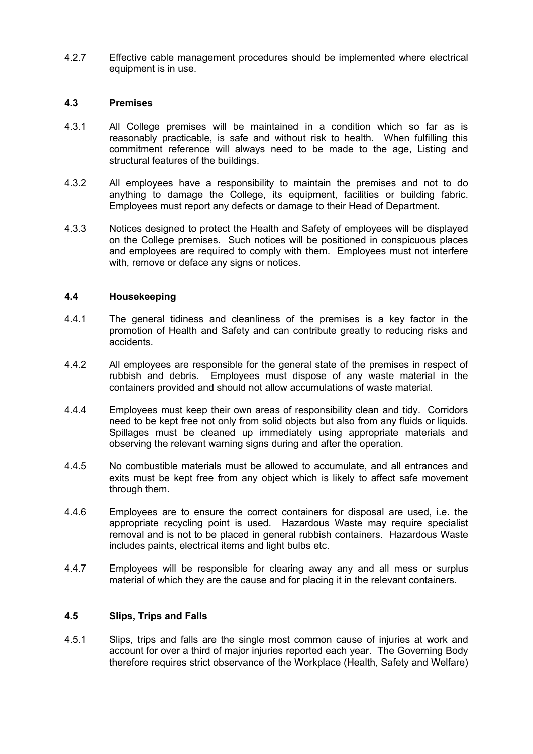4.2.7 Effective cable management procedures should be implemented where electrical equipment is in use.

### 4.3 Premises

4.3.1 All College premises will be maintained in a condition which so far as is reasonably practicable, is safe and without risk to health. When fulfilling this commitment reference will always need to be made to the age, Listing and structural features of the buildings.

4.3.2 All employees have a responsibility to maintain the premises and not to do anything to damage the College, its equipment, facilities or building fabric. Employees must report any defects or damage to their Head of Department.

4.3.3 Notices designed to protect the Health and Safety of employees will be displayed on the College premises. Such notices will be positioned in conspicuous places and employees are required to comply with them. Employees must not interfere with, remove or deface any signs or notices.

### 4.4 Housekeeping

4.4.1 The general tidiness and cleanliness of the premises is a key factor in the promotion of Health and Safety and can contribute greatly to reducing risks and accidents.

4.4.2 All employees are responsible for the general state of the premises in respect of rubbish and debris. Employees must dispose of any waste material in the containers provided and should not allow accumulations of waste material.

4.4.4 Employees must keep their own areas of responsibility clean and tidy. Corridors need to be kept free not only from solid objects but also from any fluids or liquids. Spillages must be cleaned up immediately using appropriate materials and observing the relevant warning signs during and after the operation.

4.4.5 No combustible materials must be allowed to accumulate, and all entrances and exits must be kept free from any object which is likely to affect safe movement through them.

4.4.6 Employees are to ensure the correct containers for disposal are used, i.e. the appropriate recycling point is used. Hazardous Waste may require specialist removal and is not to be placed in general rubbish containers. Hazardous Waste includes paints, electrical items and light bulbs etc.

4.4.7 Employees will be responsible for clearing away any and all mess or surplus material of which they are the cause and for placing it in the relevant containers.

### 4.5 Slips, Trips and Falls

4.5.1 Slips, trips and falls are the single most common cause of injuries at work and account for over a third of major injuries reported each year. The Governing Body therefore requires strict observance of the Workplace (Health, Safety and Welfare)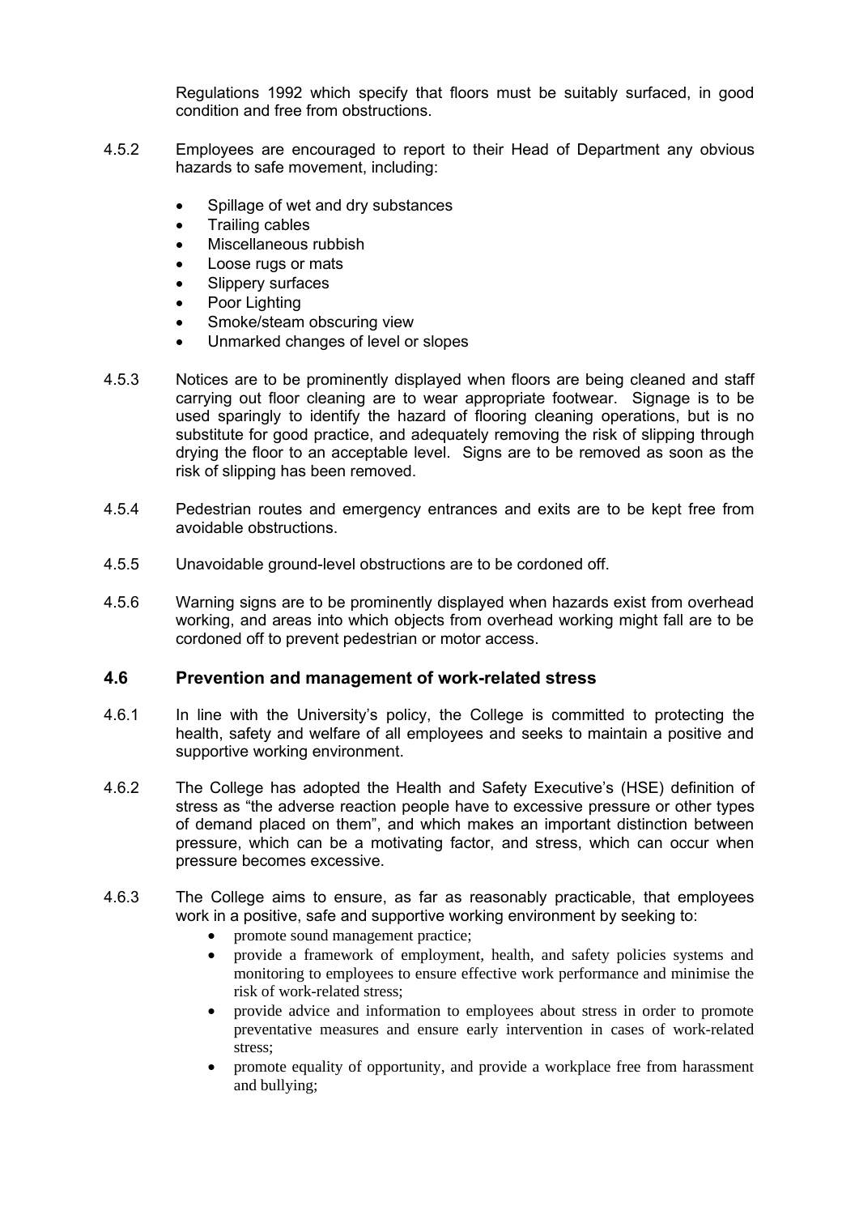Regulations 1992 which specify that floors must be suitably surfaced, in good condition and free from obstructions.

4.5.2 Employees are encouraged to report to their Head of Department any obvious hazards to safe movement, including:

- Spillage of wet and dry substances
- Trailing cables
- Miscellaneous rubbish
- Loose rugs or mats
- Slippery surfaces
- Poor Lighting
- Smoke/steam obscuring view
- Unmarked changes of level or slopes

4.5.3 Notices are to be prominently displayed when floors are being cleaned and staff carrying out floor cleaning are to wear appropriate footwear. Signage is to be used sparingly to identify the hazard of flooring cleaning operations, but is no substitute for good practice, and adequately removing the risk of slipping through drying the floor to an acceptable level. Signs are to be removed as soon as the risk of slipping has been removed.

4.5.4 Pedestrian routes and emergency entrances and exits are to be kept free from avoidable obstructions.

4.5.5 Unavoidable ground-level obstructions are to be cordoned off.

4.5.6 Warning signs are to be prominently displayed when hazards exist from overhead working, and areas into which objects from overhead working might fall are to be cordoned off to prevent pedestrian or motor access.

## 4.6 Prevention and management of work-related stress

4.6.1 In line with the University's policy, the College is committed to protecting the health, safety and welfare of all employees and seeks to maintain a positive and supportive working environment.

4.6.2 The College has adopted the Health and Safety Executive's (HSE) definition of stress as "the adverse reaction people have to excessive pressure or other types of demand placed on them", and which makes an important distinction between pressure, which can be a motivating factor, and stress, which can occur when pressure becomes excessive.

4.6.3 The College aims to ensure, as far as reasonably practicable, that employees work in a positive, safe and supportive working environment by seeking to:

- promote sound management practice;
- provide a framework of employment, health, and safety policies systems and monitoring to employees to ensure effective work performance and minimise the risk of work-related stress;
- provide advice and information to employees about stress in order to promote preventative measures and ensure early intervention in cases of work-related stress;
- promote equality of opportunity, and provide a workplace free from harassment and bullying;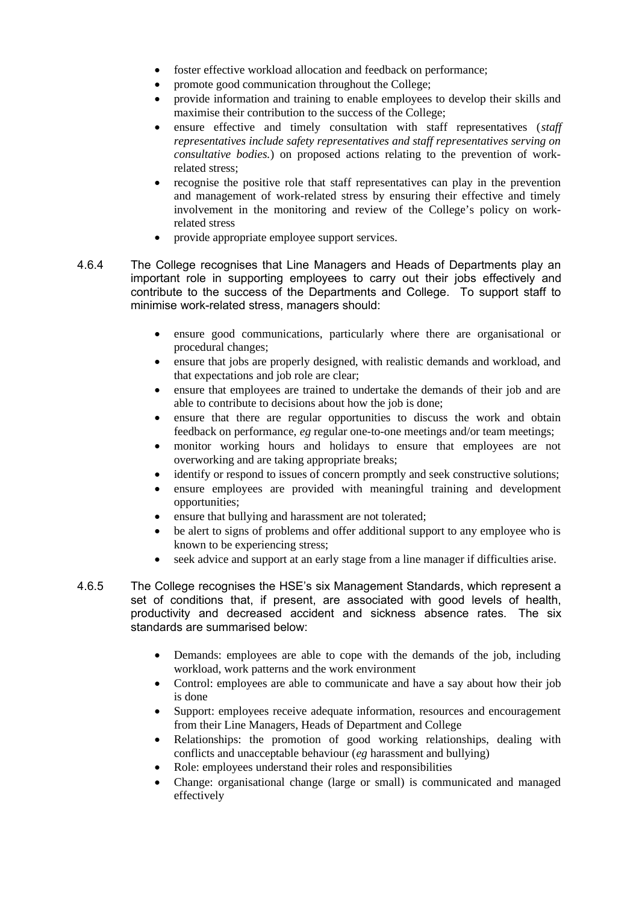- foster effective workload allocation and feedback on performance;
- promote good communication throughout the College;
- provide information and training to enable employees to develop their skills and maximise their contribution to the success of the College;
- ensure effective and timely consultation with staff representatives (*staff representatives include safety representatives and staff representatives serving on consultative bodies.*) on proposed actions relating to the prevention of work-related stress;
- recognise the positive role that staff representatives can play in the prevention and management of work-related stress by ensuring their effective and timely involvement in the monitoring and review of the College's policy on work-related stress
- provide appropriate employee support services.

4.6.4 The College recognises that Line Managers and Heads of Departments play an important role in supporting employees to carry out their jobs effectively and contribute to the success of the Departments and College. To support staff to minimise work-related stress, managers should:

- ensure good communications, particularly where there are organisational or procedural changes;
- ensure that jobs are properly designed, with realistic demands and workload, and that expectations and job role are clear;
- ensure that employees are trained to undertake the demands of their job and are able to contribute to decisions about how the job is done;
- ensure that there are regular opportunities to discuss the work and obtain feedback on performance, *eg* regular one-to-one meetings and/or team meetings;
- monitor working hours and holidays to ensure that employees are not overworking and are taking appropriate breaks;
- identify or respond to issues of concern promptly and seek constructive solutions;
- ensure employees are provided with meaningful training and development opportunities;
- ensure that bullying and harassment are not tolerated;
- be alert to signs of problems and offer additional support to any employee who is known to be experiencing stress;
- seek advice and support at an early stage from a line manager if difficulties arise.

4.6.5 The College recognises the HSE's six Management Standards, which represent a set of conditions that, if present, are associated with good levels of health, productivity and decreased accident and sickness absence rates. The six standards are summarised below:

- Demands: employees are able to cope with the demands of the job, including workload, work patterns and the work environment
- Control: employees are able to communicate and have a say about how their job is done
- Support: employees receive adequate information, resources and encouragement from their Line Managers, Heads of Department and College
- Relationships: the promotion of good working relationships, dealing with conflicts and unacceptable behaviour (*eg* harassment and bullying)
- Role: employees understand their roles and responsibilities
- Change: organisational change (large or small) is communicated and managed effectively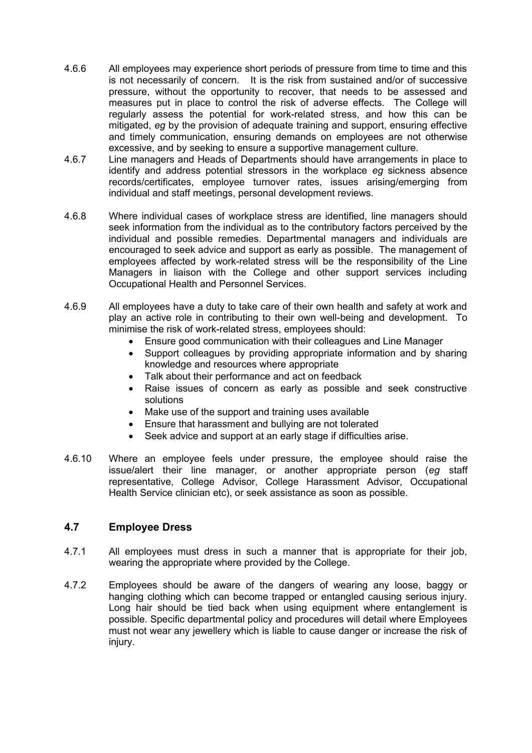4.6.6 All employees may experience short periods of pressure from time to time and this is not necessarily of concern. It is the risk from sustained and/or of successive pressure, without the opportunity to recover, that needs to be assessed and measures put in place to control the risk of adverse effects. The College will regularly assess the potential for work-related stress, and how this can be mitigated, *eg* by the provision of adequate training and support, ensuring effective and timely communication, ensuring demands on employees are not otherwise excessive, and by seeking to ensure a supportive management culture.

4.6.7 Line managers and Heads of Departments should have arrangements in place to identify and address potential stressors in the workplace *eg* sickness absence records/certificates, employee turnover rates, issues arising/emerging from individual and staff meetings, personal development reviews.

4.6.8 Where individual cases of workplace stress are identified, line managers should seek information from the individual as to the contributory factors perceived by the individual and possible remedies. Departmental managers and individuals are encouraged to seek advice and support as early as possible. The management of employees affected by work-related stress will be the responsibility of the Line Managers in liaison with the College and other support services including Occupational Health and Personnel Services.

4.6.9 All employees have a duty to take care of their own health and safety at work and play an active role in contributing to their own well-being and development. To minimise the risk of work-related stress, employees should:

- Ensure good communication with their colleagues and Line Manager
- Support colleagues by providing appropriate information and by sharing knowledge and resources where appropriate
- Talk about their performance and act on feedback
- Raise issues of concern as early as possible and seek constructive solutions
- Make use of the support and training uses available
- Ensure that harassment and bullying are not tolerated
- Seek advice and support at an early stage if difficulties arise.

4.6.10 Where an employee feels under pressure, the employee should raise the issue/alert their line manager, or another appropriate person (*eg* staff representative, College Advisor, College Harassment Advisor, Occupational Health Service clinician etc), or seek assistance as soon as possible.

## 4.7 Employee Dress

4.7.1 All employees must dress in such a manner that is appropriate for their job, wearing the appropriate where provided by the College.

4.7.2 Employees should be aware of the dangers of wearing any loose, baggy or hanging clothing which can become trapped or entangled causing serious injury. Long hair should be tied back when using equipment where entanglement is possible. Specific departmental policy and procedures will detail where Employees must not wear any jewellery which is liable to cause danger or increase the risk of injury.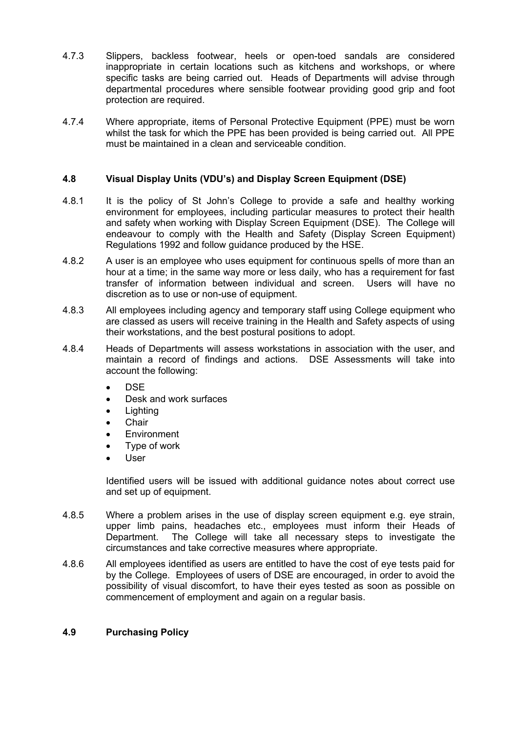4.7.3 Slippers, backless footwear, heels or open-toed sandals are considered inappropriate in certain locations such as kitchens and workshops, or where specific tasks are being carried out. Heads of Departments will advise through departmental procedures where sensible footwear providing good grip and foot protection are required.

4.7.4 Where appropriate, items of Personal Protective Equipment (PPE) must be worn whilst the task for which the PPE has been provided is being carried out. All PPE must be maintained in a clean and serviceable condition.

### 4.8 Visual Display Units (VDU's) and Display Screen Equipment (DSE)

4.8.1 It is the policy of St John's College to provide a safe and healthy working environment for employees, including particular measures to protect their health and safety when working with Display Screen Equipment (DSE). The College will endeavour to comply with the Health and Safety (Display Screen Equipment) Regulations 1992 and follow guidance produced by the HSE.

4.8.2 A user is an employee who uses equipment for continuous spells of more than an hour at a time; in the same way more or less daily, who has a requirement for fast transfer of information between individual and screen. Users will have no discretion as to use or non-use of equipment.

4.8.3 All employees including agency and temporary staff using College equipment who are classed as users will receive training in the Health and Safety aspects of using their workstations, and the best postural positions to adopt.

4.8.4 Heads of Departments will assess workstations in association with the user, and maintain a record of findings and actions. DSE Assessments will take into account the following:

- DSE
- Desk and work surfaces
- Lighting
- Chair
- Environment
- Type of work
- User

Identified users will be issued with additional guidance notes about correct use and set up of equipment.

4.8.5 Where a problem arises in the use of display screen equipment e.g. eye strain, upper limb pains, headaches etc., employees must inform their Heads of Department. The College will take all necessary steps to investigate the circumstances and take corrective measures where appropriate.

4.8.6 All employees identified as users are entitled to have the cost of eye tests paid for by the College. Employees of users of DSE are encouraged, in order to avoid the possibility of visual discomfort, to have their eyes tested as soon as possible on commencement of employment and again on a regular basis.

### 4.9 Purchasing Policy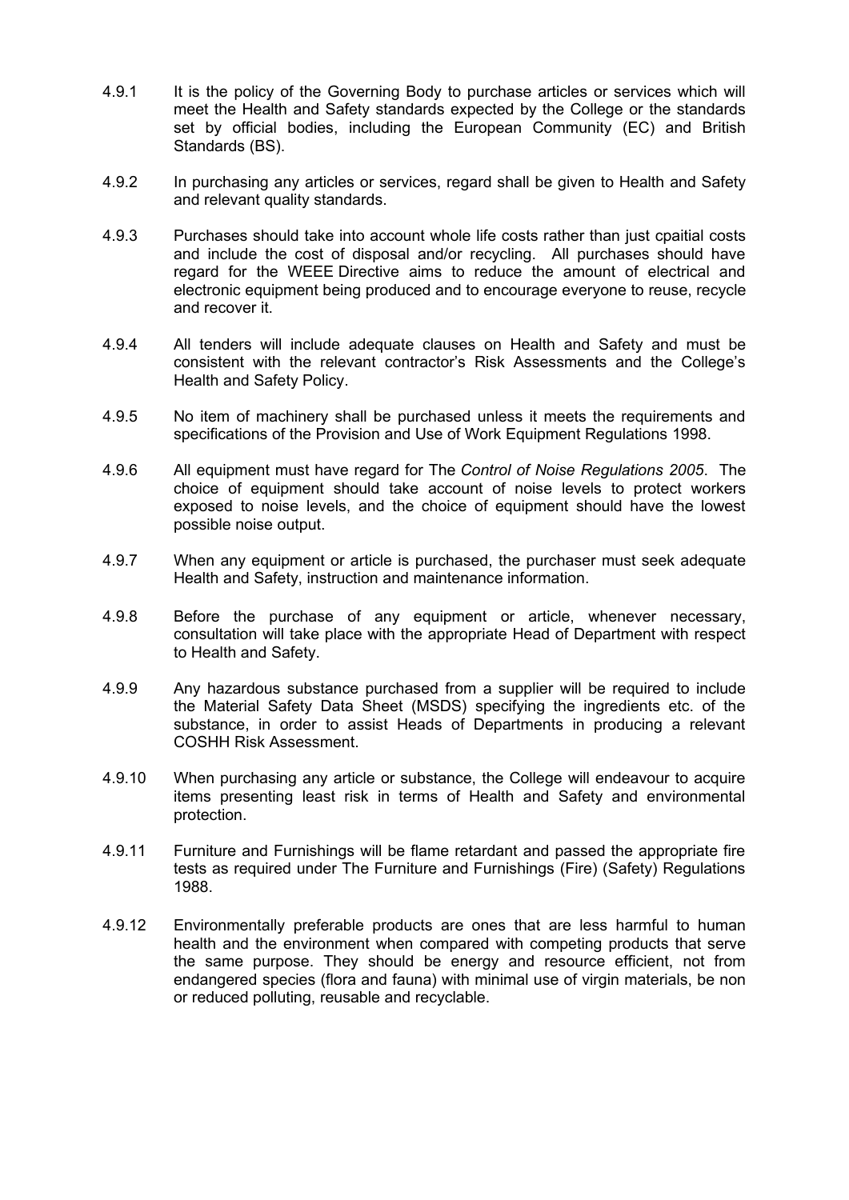4.9.1 It is the policy of the Governing Body to purchase articles or services which will meet the Health and Safety standards expected by the College or the standards set by official bodies, including the European Community (EC) and British Standards (BS).

4.9.2 In purchasing any articles or services, regard shall be given to Health and Safety and relevant quality standards.

4.9.3 Purchases should take into account whole life costs rather than just cpaitial costs and include the cost of disposal and/or recycling. All purchases should have regard for the WEEE Directive aims to reduce the amount of electrical and electronic equipment being produced and to encourage everyone to reuse, recycle and recover it.

4.9.4 All tenders will include adequate clauses on Health and Safety and must be consistent with the relevant contractor's Risk Assessments and the College's Health and Safety Policy.

4.9.5 No item of machinery shall be purchased unless it meets the requirements and specifications of the Provision and Use of Work Equipment Regulations 1998.

4.9.6 All equipment must have regard for The *Control of Noise Regulations 2005*. The choice of equipment should take account of noise levels to protect workers exposed to noise levels, and the choice of equipment should have the lowest possible noise output.

4.9.7 When any equipment or article is purchased, the purchaser must seek adequate Health and Safety, instruction and maintenance information.

4.9.8 Before the purchase of any equipment or article, whenever necessary, consultation will take place with the appropriate Head of Department with respect to Health and Safety.

4.9.9 Any hazardous substance purchased from a supplier will be required to include the Material Safety Data Sheet (MSDS) specifying the ingredients etc. of the substance, in order to assist Heads of Departments in producing a relevant COSHH Risk Assessment.

4.9.10 When purchasing any article or substance, the College will endeavour to acquire items presenting least risk in terms of Health and Safety and environmental protection.

4.9.11 Furniture and Furnishings will be flame retardant and passed the appropriate fire tests as required under The Furniture and Furnishings (Fire) (Safety) Regulations 1988.

4.9.12 Environmentally preferable products are ones that are less harmful to human health and the environment when compared with competing products that serve the same purpose. They should be energy and resource efficient, not from endangered species (flora and fauna) with minimal use of virgin materials, be non or reduced polluting, reusable and recyclable.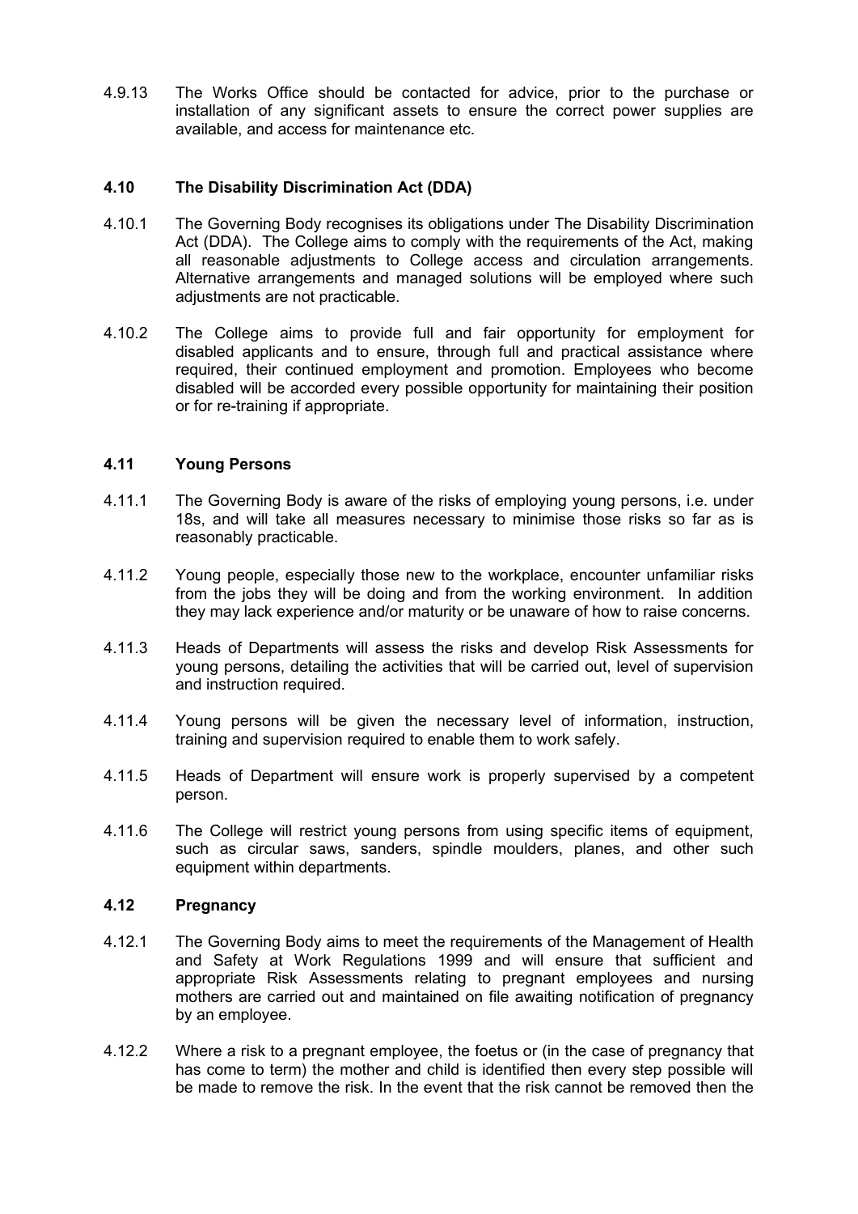4.9.13 The Works Office should be contacted for advice, prior to the purchase or installation of any significant assets to ensure the correct power supplies are available, and access for maintenance etc.

### 4.10 The Disability Discrimination Act (DDA)

4.10.1 The Governing Body recognises its obligations under The Disability Discrimination Act (DDA). The College aims to comply with the requirements of the Act, making all reasonable adjustments to College access and circulation arrangements. Alternative arrangements and managed solutions will be employed where such adjustments are not practicable.

4.10.2 The College aims to provide full and fair opportunity for employment for disabled applicants and to ensure, through full and practical assistance where required, their continued employment and promotion. Employees who become disabled will be accorded every possible opportunity for maintaining their position or for re-training if appropriate.

### 4.11 Young Persons

4.11.1 The Governing Body is aware of the risks of employing young persons, i.e. under 18s, and will take all measures necessary to minimise those risks so far as is reasonably practicable.

4.11.2 Young people, especially those new to the workplace, encounter unfamiliar risks from the jobs they will be doing and from the working environment. In addition they may lack experience and/or maturity or be unaware of how to raise concerns.

4.11.3 Heads of Departments will assess the risks and develop Risk Assessments for young persons, detailing the activities that will be carried out, level of supervision and instruction required.

4.11.4 Young persons will be given the necessary level of information, instruction, training and supervision required to enable them to work safely.

4.11.5 Heads of Department will ensure work is properly supervised by a competent person.

4.11.6 The College will restrict young persons from using specific items of equipment, such as circular saws, sanders, spindle moulders, planes, and other such equipment within departments.

### 4.12 Pregnancy

4.12.1 The Governing Body aims to meet the requirements of the Management of Health and Safety at Work Regulations 1999 and will ensure that sufficient and appropriate Risk Assessments relating to pregnant employees and nursing mothers are carried out and maintained on file awaiting notification of pregnancy by an employee.

4.12.2 Where a risk to a pregnant employee, the foetus or (in the case of pregnancy that has come to term) the mother and child is identified then every step possible will be made to remove the risk. In the event that the risk cannot be removed then the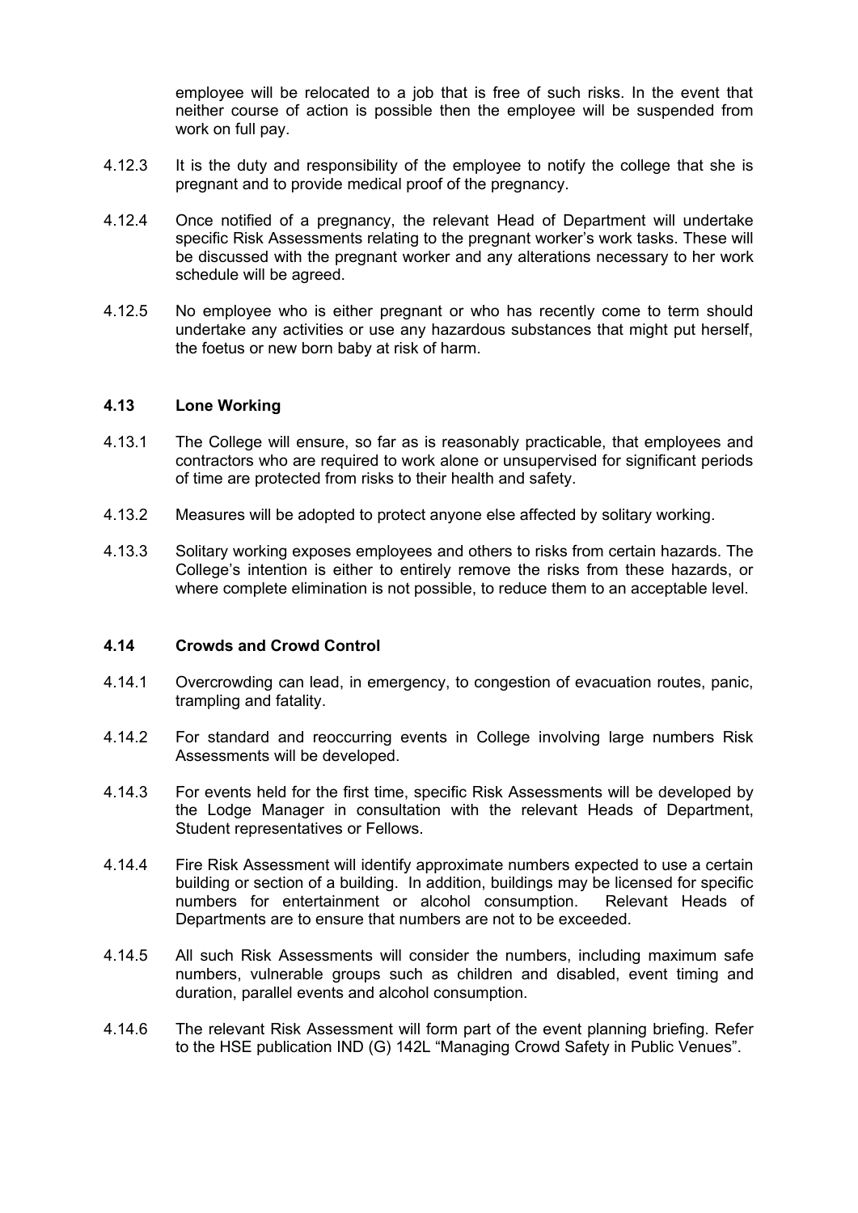employee will be relocated to a job that is free of such risks. In the event that neither course of action is possible then the employee will be suspended from work on full pay.

4.12.3 It is the duty and responsibility of the employee to notify the college that she is pregnant and to provide medical proof of the pregnancy.

4.12.4 Once notified of a pregnancy, the relevant Head of Department will undertake specific Risk Assessments relating to the pregnant worker's work tasks. These will be discussed with the pregnant worker and any alterations necessary to her work schedule will be agreed.

4.12.5 No employee who is either pregnant or who has recently come to term should undertake any activities or use any hazardous substances that might put herself, the foetus or new born baby at risk of harm.

### 4.13 Lone Working

4.13.1 The College will ensure, so far as is reasonably practicable, that employees and contractors who are required to work alone or unsupervised for significant periods of time are protected from risks to their health and safety.

4.13.2 Measures will be adopted to protect anyone else affected by solitary working.

4.13.3 Solitary working exposes employees and others to risks from certain hazards. The College's intention is either to entirely remove the risks from these hazards, or where complete elimination is not possible, to reduce them to an acceptable level.

### 4.14 Crowds and Crowd Control

4.14.1 Overcrowding can lead, in emergency, to congestion of evacuation routes, panic, trampling and fatality.

4.14.2 For standard and reoccurring events in College involving large numbers Risk Assessments will be developed.

4.14.3 For events held for the first time, specific Risk Assessments will be developed by the Lodge Manager in consultation with the relevant Heads of Department, Student representatives or Fellows.

4.14.4 Fire Risk Assessment will identify approximate numbers expected to use a certain building or section of a building. In addition, buildings may be licensed for specific numbers for entertainment or alcohol consumption. Relevant Heads of Departments are to ensure that numbers are not to be exceeded.

4.14.5 All such Risk Assessments will consider the numbers, including maximum safe numbers, vulnerable groups such as children and disabled, event timing and duration, parallel events and alcohol consumption.

4.14.6 The relevant Risk Assessment will form part of the event planning briefing. Refer to the HSE publication IND (G) 142L "Managing Crowd Safety in Public Venues".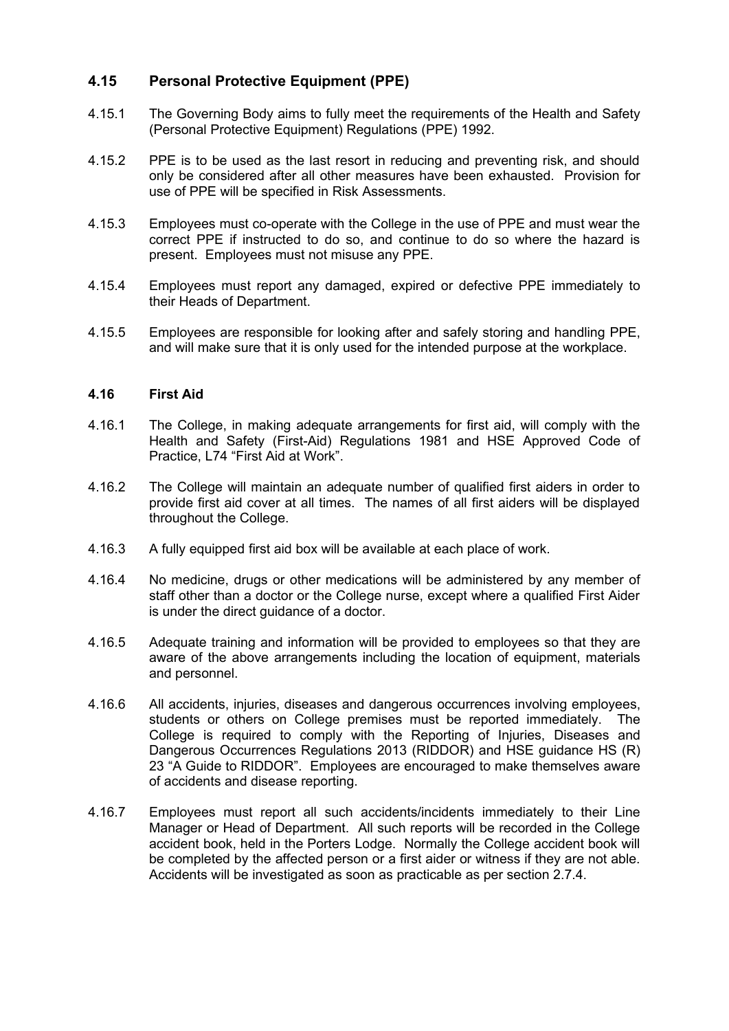### 4.15 Personal Protective Equipment (PPE)

4.15.1 The Governing Body aims to fully meet the requirements of the Health and Safety (Personal Protective Equipment) Regulations (PPE) 1992.

4.15.2 PPE is to be used as the last resort in reducing and preventing risk, and should only be considered after all other measures have been exhausted. Provision for use of PPE will be specified in Risk Assessments.

4.15.3 Employees must co-operate with the College in the use of PPE and must wear the correct PPE if instructed to do so, and continue to do so where the hazard is present. Employees must not misuse any PPE.

4.15.4 Employees must report any damaged, expired or defective PPE immediately to their Heads of Department.

4.15.5 Employees are responsible for looking after and safely storing and handling PPE, and will make sure that it is only used for the intended purpose at the workplace.

#### 4.16 First Aid

4.16.1 The College, in making adequate arrangements for first aid, will comply with the Health and Safety (First-Aid) Regulations 1981 and HSE Approved Code of Practice, L74 "First Aid at Work".

4.16.2 The College will maintain an adequate number of qualified first aiders in order to provide first aid cover at all times. The names of all first aiders will be displayed throughout the College.

4.16.3 A fully equipped first aid box will be available at each place of work.

4.16.4 No medicine, drugs or other medications will be administered by any member of staff other than a doctor or the College nurse, except where a qualified First Aider is under the direct guidance of a doctor.

4.16.5 Adequate training and information will be provided to employees so that they are aware of the above arrangements including the location of equipment, materials and personnel.

4.16.6 All accidents, injuries, diseases and dangerous occurrences involving employees, students or others on College premises must be reported immediately. The College is required to comply with the Reporting of Injuries, Diseases and Dangerous Occurrences Regulations 2013 (RIDDOR) and HSE guidance HS (R) 23 "A Guide to RIDDOR". Employees are encouraged to make themselves aware of accidents and disease reporting.

4.16.7 Employees must report all such accidents/incidents immediately to their Line Manager or Head of Department. All such reports will be recorded in the College accident book, held in the Porters Lodge. Normally the College accident book will be completed by the affected person or a first aider or witness if they are not able. Accidents will be investigated as soon as practicable as per section 2.7.4.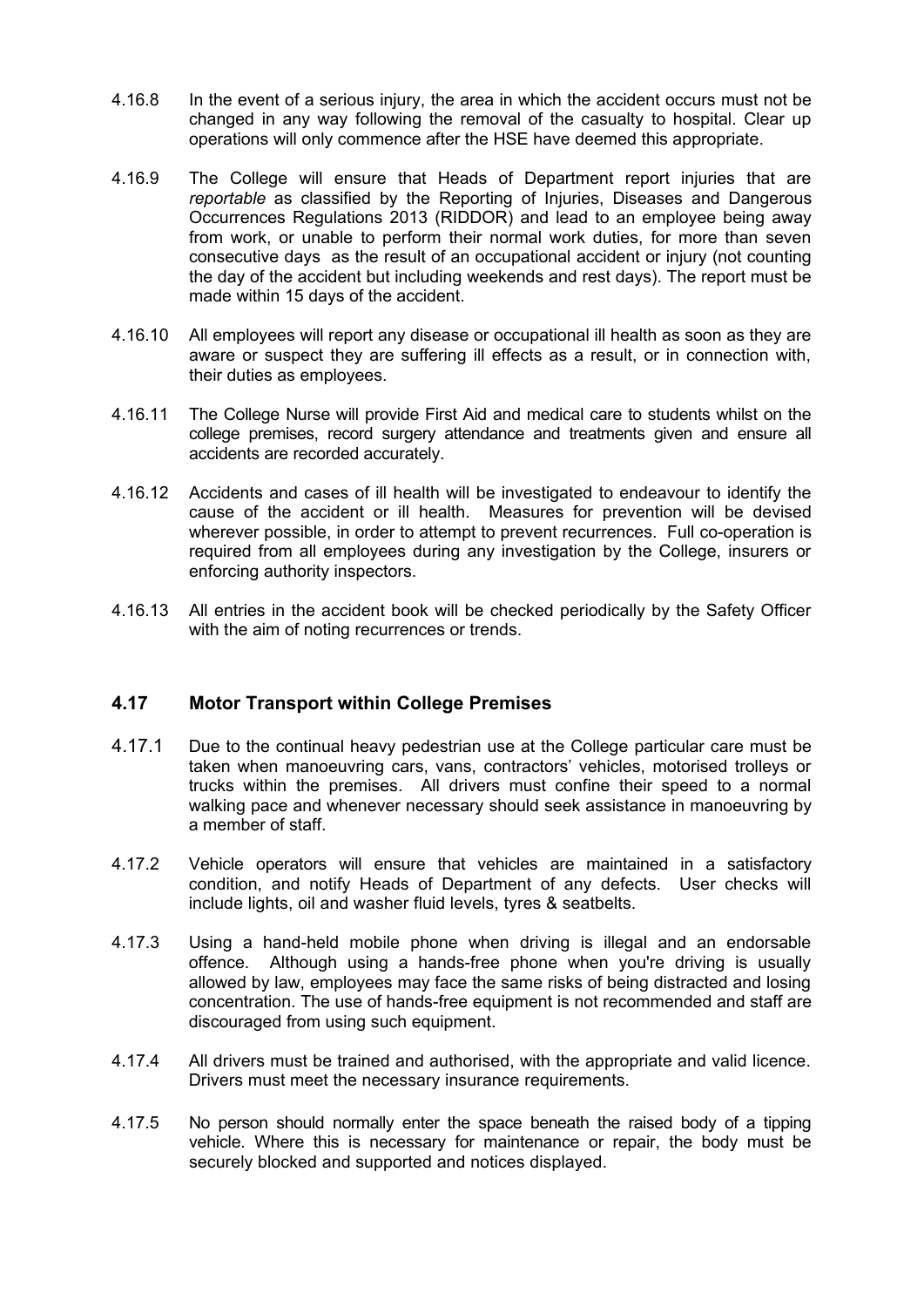4.16.8 In the event of a serious injury, the area in which the accident occurs must not be changed in any way following the removal of the casualty to hospital. Clear up operations will only commence after the HSE have deemed this appropriate.

4.16.9 The College will ensure that Heads of Department report injuries that are *reportable* as classified by the Reporting of Injuries, Diseases and Dangerous Occurrences Regulations 2013 (RIDDOR) and lead to an employee being away from work, or unable to perform their normal work duties, for more than seven consecutive days as the result of an occupational accident or injury (not counting the day of the accident but including weekends and rest days). The report must be made within 15 days of the accident.

4.16.10 All employees will report any disease or occupational ill health as soon as they are aware or suspect they are suffering ill effects as a result, or in connection with, their duties as employees.

4.16.11 The College Nurse will provide First Aid and medical care to students whilst on the college premises, record surgery attendance and treatments given and ensure all accidents are recorded accurately.

4.16.12 Accidents and cases of ill health will be investigated to endeavour to identify the cause of the accident or ill health. Measures for prevention will be devised wherever possible, in order to attempt to prevent recurrences. Full co-operation is required from all employees during any investigation by the College, insurers or enforcing authority inspectors.

4.16.13 All entries in the accident book will be checked periodically by the Safety Officer with the aim of noting recurrences or trends.

### 4.17 Motor Transport within College Premises

4.17.1 Due to the continual heavy pedestrian use at the College particular care must be taken when manoeuvring cars, vans, contractors' vehicles, motorised trolleys or trucks within the premises. All drivers must confine their speed to a normal walking pace and whenever necessary should seek assistance in manoeuvring by a member of staff.

4.17.2 Vehicle operators will ensure that vehicles are maintained in a satisfactory condition, and notify Heads of Department of any defects. User checks will include lights, oil and washer fluid levels, tyres & seatbelts.

4.17.3 Using a hand-held mobile phone when driving is illegal and an endorsable offence. Although using a hands-free phone when you're driving is usually allowed by law, employees may face the same risks of being distracted and losing concentration. The use of hands-free equipment is not recommended and staff are discouraged from using such equipment.

4.17.4 All drivers must be trained and authorised, with the appropriate and valid licence. Drivers must meet the necessary insurance requirements.

4.17.5 No person should normally enter the space beneath the raised body of a tipping vehicle. Where this is necessary for maintenance or repair, the body must be securely blocked and supported and notices displayed.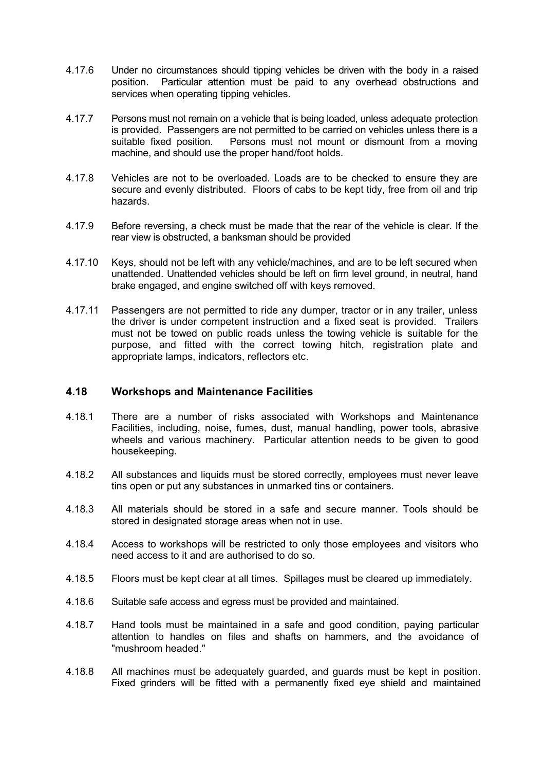4.17.6 Under no circumstances should tipping vehicles be driven with the body in a raised position. Particular attention must be paid to any overhead obstructions and services when operating tipping vehicles.

4.17.7 Persons must not remain on a vehicle that is being loaded, unless adequate protection is provided. Passengers are not permitted to be carried on vehicles unless there is a suitable fixed position. Persons must not mount or dismount from a moving machine, and should use the proper hand/foot holds.

4.17.8 Vehicles are not to be overloaded. Loads are to be checked to ensure they are secure and evenly distributed. Floors of cabs to be kept tidy, free from oil and trip hazards.

4.17.9 Before reversing, a check must be made that the rear of the vehicle is clear. If the rear view is obstructed, a banksman should be provided

4.17.10 Keys, should not be left with any vehicle/machines, and are to be left secured when unattended. Unattended vehicles should be left on firm level ground, in neutral, hand brake engaged, and engine switched off with keys removed.

4.17.11 Passengers are not permitted to ride any dumper, tractor or in any trailer, unless the driver is under competent instruction and a fixed seat is provided. Trailers must not be towed on public roads unless the towing vehicle is suitable for the purpose, and fitted with the correct towing hitch, registration plate and appropriate lamps, indicators, reflectors etc.

### 4.18 Workshops and Maintenance Facilities

4.18.1 There are a number of risks associated with Workshops and Maintenance Facilities, including, noise, fumes, dust, manual handling, power tools, abrasive wheels and various machinery. Particular attention needs to be given to good housekeeping.

4.18.2 All substances and liquids must be stored correctly, employees must never leave tins open or put any substances in unmarked tins or containers.

4.18.3 All materials should be stored in a safe and secure manner. Tools should be stored in designated storage areas when not in use.

4.18.4 Access to workshops will be restricted to only those employees and visitors who need access to it and are authorised to do so.

4.18.5 Floors must be kept clear at all times. Spillages must be cleared up immediately.

4.18.6 Suitable safe access and egress must be provided and maintained.

4.18.7 Hand tools must be maintained in a safe and good condition, paying particular attention to handles on files and shafts on hammers, and the avoidance of "mushroom headed."

4.18.8 All machines must be adequately guarded, and guards must be kept in position. Fixed grinders will be fitted with a permanently fixed eye shield and maintained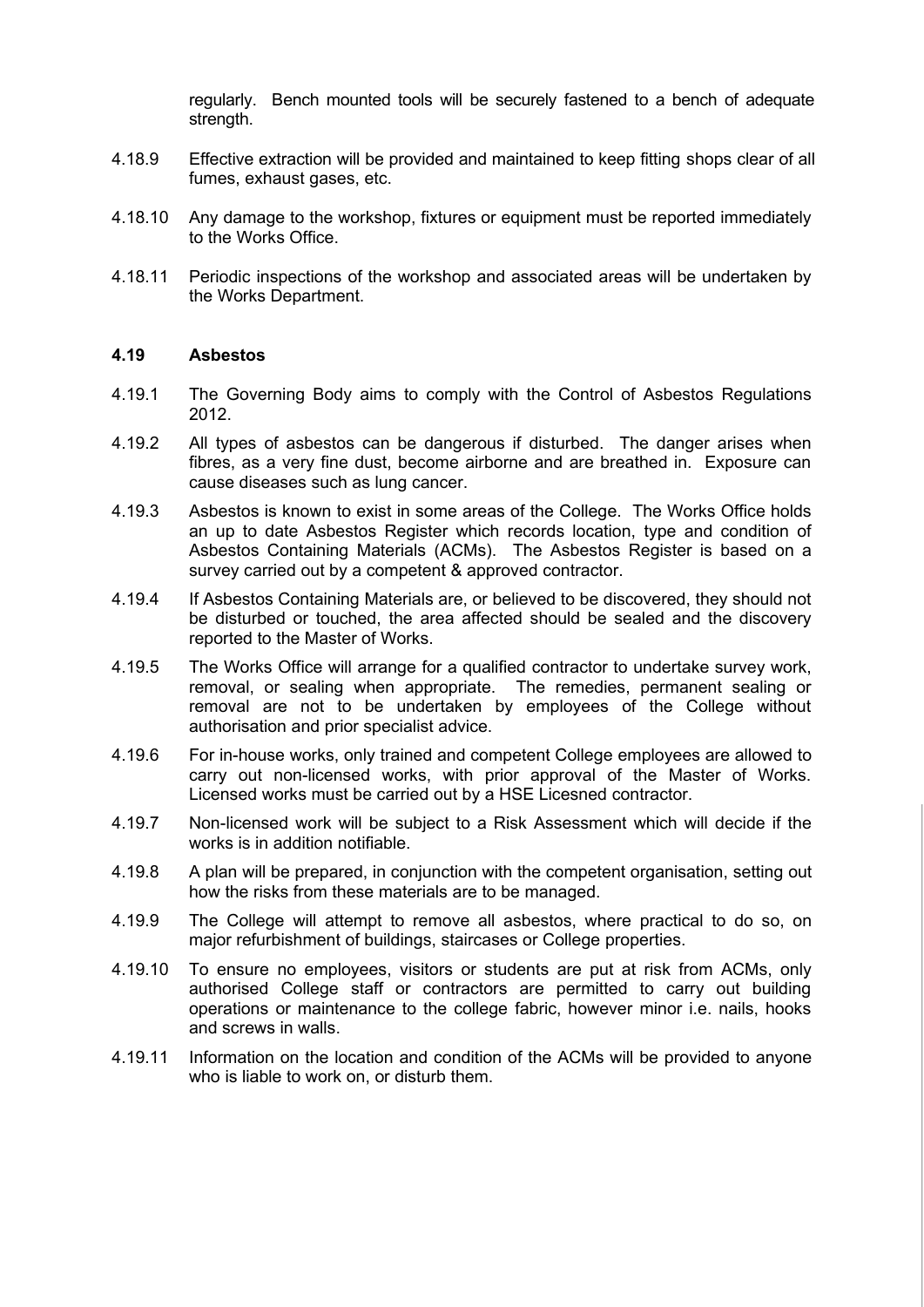regularly. Bench mounted tools will be securely fastened to a bench of adequate strength.

4.18.9 Effective extraction will be provided and maintained to keep fitting shops clear of all fumes, exhaust gases, etc.

4.18.10 Any damage to the workshop, fixtures or equipment must be reported immediately to the Works Office.

4.18.11 Periodic inspections of the workshop and associated areas will be undertaken by the Works Department.

### 4.19 Asbestos

4.19.1 The Governing Body aims to comply with the Control of Asbestos Regulations 2012.

4.19.2 All types of asbestos can be dangerous if disturbed. The danger arises when fibres, as a very fine dust, become airborne and are breathed in. Exposure can cause diseases such as lung cancer.

4.19.3 Asbestos is known to exist in some areas of the College. The Works Office holds an up to date Asbestos Register which records location, type and condition of Asbestos Containing Materials (ACMs). The Asbestos Register is based on a survey carried out by a competent & approved contractor.

4.19.4 If Asbestos Containing Materials are, or believed to be discovered, they should not be disturbed or touched, the area affected should be sealed and the discovery reported to the Master of Works.

4.19.5 The Works Office will arrange for a qualified contractor to undertake survey work, removal, or sealing when appropriate. The remedies, permanent sealing or removal are not to be undertaken by employees of the College without authorisation and prior specialist advice.

4.19.6 For in-house works, only trained and competent College employees are allowed to carry out non-licensed works, with prior approval of the Master of Works. Licensed works must be carried out by a HSE Licesned contractor.

4.19.7 Non-licensed work will be subject to a Risk Assessment which will decide if the works is in addition notifiable.

4.19.8 A plan will be prepared, in conjunction with the competent organisation, setting out how the risks from these materials are to be managed.

4.19.9 The College will attempt to remove all asbestos, where practical to do so, on major refurbishment of buildings, staircases or College properties.

4.19.10 To ensure no employees, visitors or students are put at risk from ACMs, only authorised College staff or contractors are permitted to carry out building operations or maintenance to the college fabric, however minor i.e. nails, hooks and screws in walls.

4.19.11 Information on the location and condition of the ACMs will be provided to anyone who is liable to work on, or disturb them.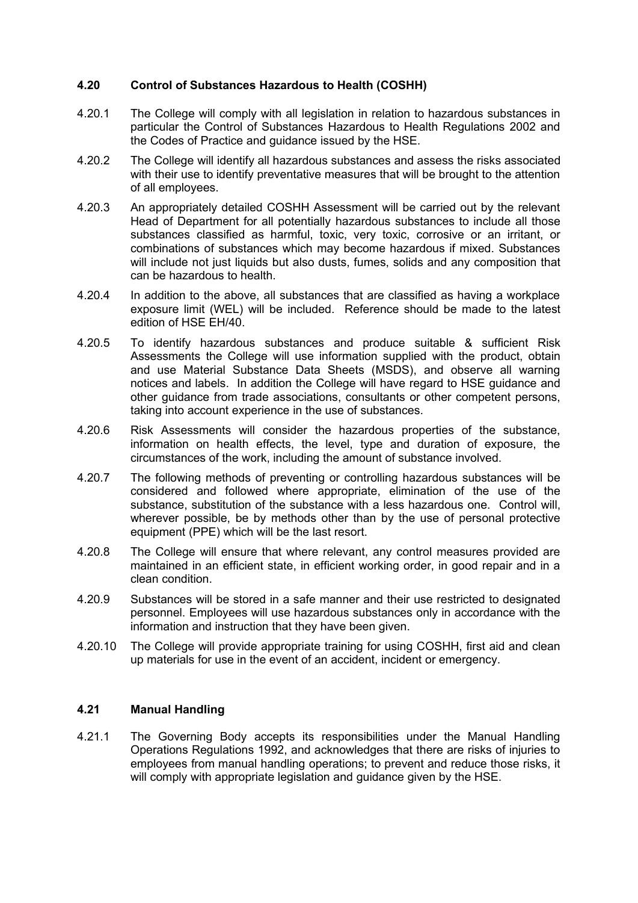### 4.20 Control of Substances Hazardous to Health (COSHH)

4.20.1 The College will comply with all legislation in relation to hazardous substances in particular the Control of Substances Hazardous to Health Regulations 2002 and the Codes of Practice and guidance issued by the HSE.

4.20.2 The College will identify all hazardous substances and assess the risks associated with their use to identify preventative measures that will be brought to the attention of all employees.

4.20.3 An appropriately detailed COSHH Assessment will be carried out by the relevant Head of Department for all potentially hazardous substances to include all those substances classified as harmful, toxic, very toxic, corrosive or an irritant, or combinations of substances which may become hazardous if mixed. Substances will include not just liquids but also dusts, fumes, solids and any composition that can be hazardous to health.

4.20.4 In addition to the above, all substances that are classified as having a workplace exposure limit (WEL) will be included. Reference should be made to the latest edition of HSE EH/40.

4.20.5 To identify hazardous substances and produce suitable & sufficient Risk Assessments the College will use information supplied with the product, obtain and use Material Substance Data Sheets (MSDS), and observe all warning notices and labels. In addition the College will have regard to HSE guidance and other guidance from trade associations, consultants or other competent persons, taking into account experience in the use of substances.

4.20.6 Risk Assessments will consider the hazardous properties of the substance, information on health effects, the level, type and duration of exposure, the circumstances of the work, including the amount of substance involved.

4.20.7 The following methods of preventing or controlling hazardous substances will be considered and followed where appropriate, elimination of the use of the substance, substitution of the substance with a less hazardous one. Control will, wherever possible, be by methods other than by the use of personal protective equipment (PPE) which will be the last resort.

4.20.8 The College will ensure that where relevant, any control measures provided are maintained in an efficient state, in efficient working order, in good repair and in a clean condition.

4.20.9 Substances will be stored in a safe manner and their use restricted to designated personnel. Employees will use hazardous substances only in accordance with the information and instruction that they have been given.

4.20.10 The College will provide appropriate training for using COSHH, first aid and clean up materials for use in the event of an accident, incident or emergency.

### 4.21 Manual Handling

4.21.1 The Governing Body accepts its responsibilities under the Manual Handling Operations Regulations 1992, and acknowledges that there are risks of injuries to employees from manual handling operations; to prevent and reduce those risks, it will comply with appropriate legislation and guidance given by the HSE.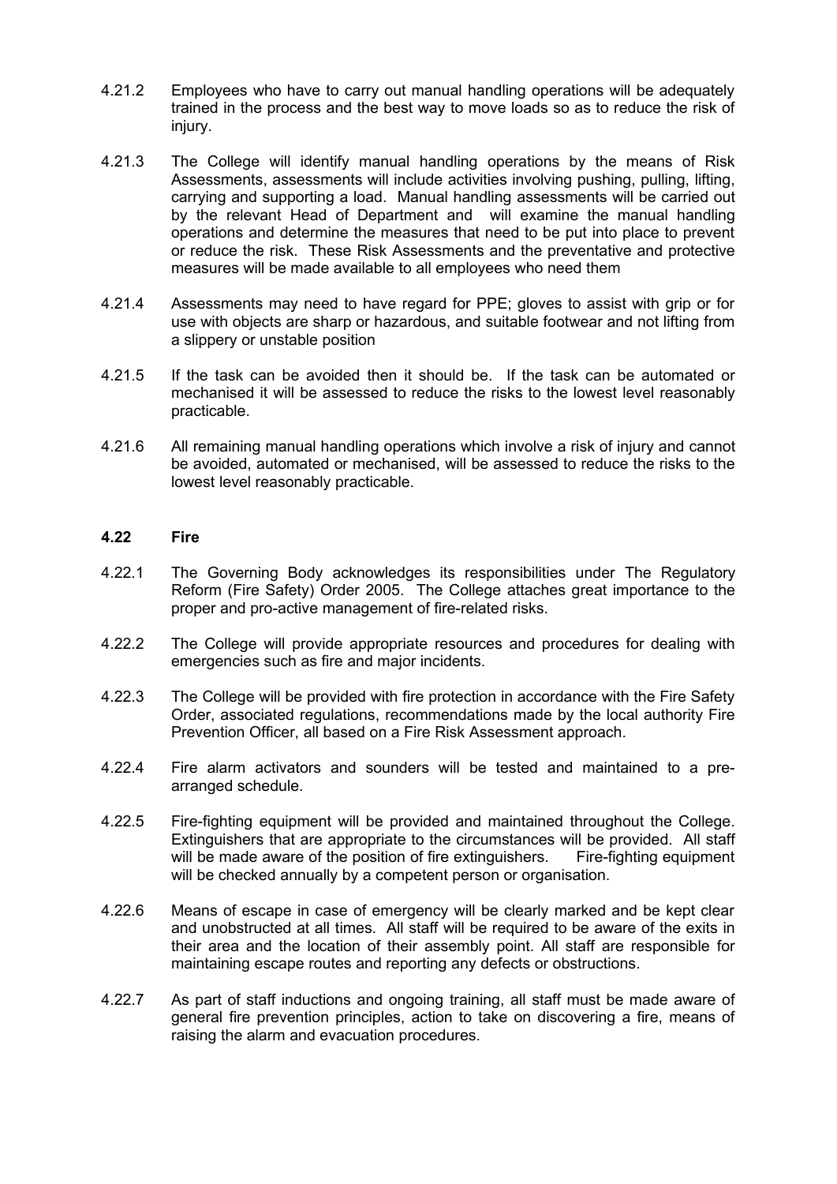4.21.2 Employees who have to carry out manual handling operations will be adequately trained in the process and the best way to move loads so as to reduce the risk of injury.

4.21.3 The College will identify manual handling operations by the means of Risk Assessments, assessments will include activities involving pushing, pulling, lifting, carrying and supporting a load. Manual handling assessments will be carried out by the relevant Head of Department and will examine the manual handling operations and determine the measures that need to be put into place to prevent or reduce the risk. These Risk Assessments and the preventative and protective measures will be made available to all employees who need them

4.21.4 Assessments may need to have regard for PPE; gloves to assist with grip or for use with objects are sharp or hazardous, and suitable footwear and not lifting from a slippery or unstable position

4.21.5 If the task can be avoided then it should be. If the task can be automated or mechanised it will be assessed to reduce the risks to the lowest level reasonably practicable.

4.21.6 All remaining manual handling operations which involve a risk of injury and cannot be avoided, automated or mechanised, will be assessed to reduce the risks to the lowest level reasonably practicable.

### 4.22 Fire

4.22.1 The Governing Body acknowledges its responsibilities under The Regulatory Reform (Fire Safety) Order 2005. The College attaches great importance to the proper and pro-active management of fire-related risks.

4.22.2 The College will provide appropriate resources and procedures for dealing with emergencies such as fire and major incidents.

4.22.3 The College will be provided with fire protection in accordance with the Fire Safety Order, associated regulations, recommendations made by the local authority Fire Prevention Officer, all based on a Fire Risk Assessment approach.

4.22.4 Fire alarm activators and sounders will be tested and maintained to a pre-arranged schedule.

4.22.5 Fire-fighting equipment will be provided and maintained throughout the College. Extinguishers that are appropriate to the circumstances will be provided. All staff will be made aware of the position of fire extinguishers. Fire-fighting equipment will be checked annually by a competent person or organisation.

4.22.6 Means of escape in case of emergency will be clearly marked and be kept clear and unobstructed at all times. All staff will be required to be aware of the exits in their area and the location of their assembly point. All staff are responsible for maintaining escape routes and reporting any defects or obstructions.

4.22.7 As part of staff inductions and ongoing training, all staff must be made aware of general fire prevention principles, action to take on discovering a fire, means of raising the alarm and evacuation procedures.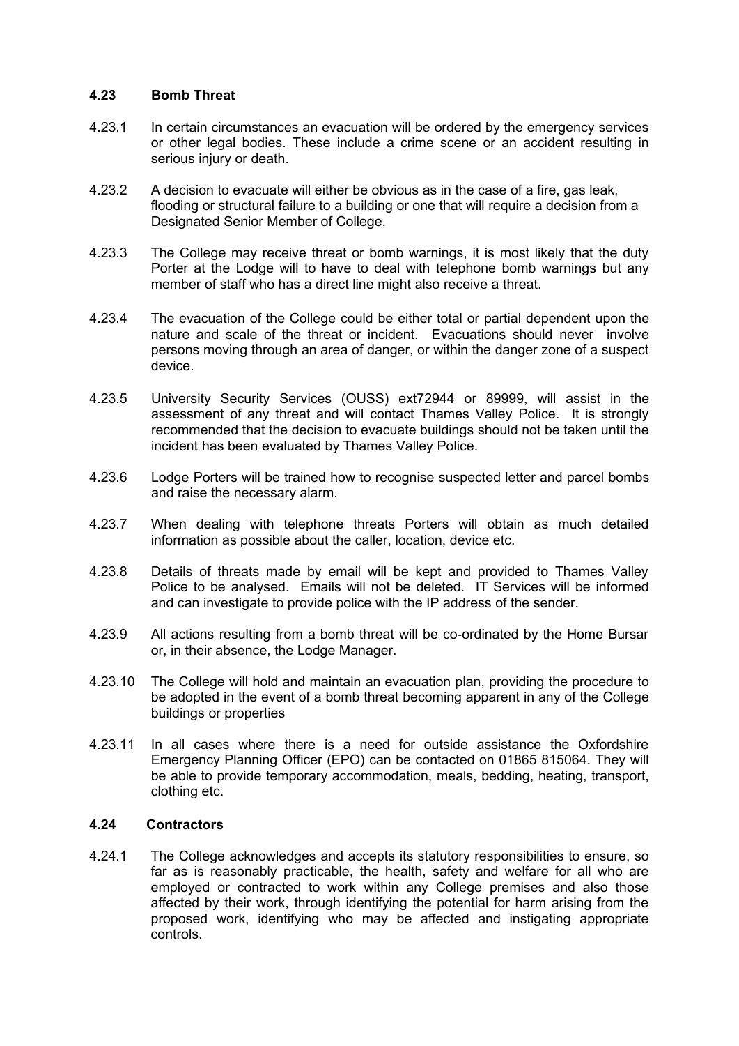### 4.23 Bomb Threat

4.23.1 In certain circumstances an evacuation will be ordered by the emergency services or other legal bodies. These include a crime scene or an accident resulting in serious injury or death.

4.23.2 A decision to evacuate will either be obvious as in the case of a fire, gas leak, flooding or structural failure to a building or one that will require a decision from a Designated Senior Member of College.

4.23.3 The College may receive threat or bomb warnings, it is most likely that the duty Porter at the Lodge will to have to deal with telephone bomb warnings but any member of staff who has a direct line might also receive a threat.

4.23.4 The evacuation of the College could be either total or partial dependent upon the nature and scale of the threat or incident. Evacuations should never involve persons moving through an area of danger, or within the danger zone of a suspect device.

4.23.5 University Security Services (OUSS) ext72944 or 89999, will assist in the assessment of any threat and will contact Thames Valley Police. It is strongly recommended that the decision to evacuate buildings should not be taken until the incident has been evaluated by Thames Valley Police.

4.23.6 Lodge Porters will be trained how to recognise suspected letter and parcel bombs and raise the necessary alarm.

4.23.7 When dealing with telephone threats Porters will obtain as much detailed information as possible about the caller, location, device etc.

4.23.8 Details of threats made by email will be kept and provided to Thames Valley Police to be analysed. Emails will not be deleted. IT Services will be informed and can investigate to provide police with the IP address of the sender.

4.23.9 All actions resulting from a bomb threat will be co-ordinated by the Home Bursar or, in their absence, the Lodge Manager.

4.23.10 The College will hold and maintain an evacuation plan, providing the procedure to be adopted in the event of a bomb threat becoming apparent in any of the College buildings or properties

4.23.11 In all cases where there is a need for outside assistance the Oxfordshire Emergency Planning Officer (EPO) can be contacted on 01865 815064. They will be able to provide temporary accommodation, meals, bedding, heating, transport, clothing etc.

### 4.24 Contractors

4.24.1 The College acknowledges and accepts its statutory responsibilities to ensure, so far as is reasonably practicable, the health, safety and welfare for all who are employed or contracted to work within any College premises and also those affected by their work, through identifying the potential for harm arising from the proposed work, identifying who may be affected and instigating appropriate controls.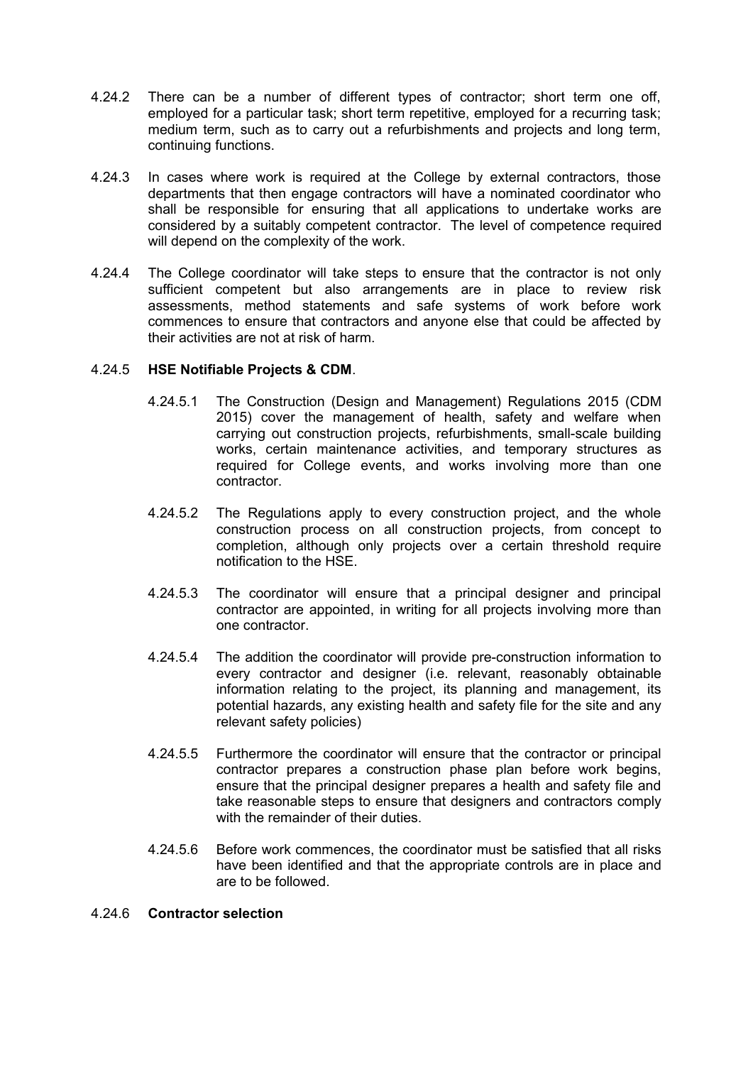4.24.2 There can be a number of different types of contractor; short term one off, employed for a particular task; short term repetitive, employed for a recurring task; medium term, such as to carry out a refurbishments and projects and long term, continuing functions.

4.24.3 In cases where work is required at the College by external contractors, those departments that then engage contractors will have a nominated coordinator who shall be responsible for ensuring that all applications to undertake works are considered by a suitably competent contractor. The level of competence required will depend on the complexity of the work.

4.24.4 The College coordinator will take steps to ensure that the contractor is not only sufficient competent but also arrangements are in place to review risk assessments, method statements and safe systems of work before work commences to ensure that contractors and anyone else that could be affected by their activities are not at risk of harm.

4.24.5 **HSE Notifiable Projects & CDM**.

4.24.5.1 The Construction (Design and Management) Regulations 2015 (CDM 2015) cover the management of health, safety and welfare when carrying out construction projects, refurbishments, small-scale building works, certain maintenance activities, and temporary structures as required for College events, and works involving more than one contractor.

4.24.5.2 The Regulations apply to every construction project, and the whole construction process on all construction projects, from concept to completion, although only projects over a certain threshold require notification to the HSE.

4.24.5.3 The coordinator will ensure that a principal designer and principal contractor are appointed, in writing for all projects involving more than one contractor.

4.24.5.4 The addition the coordinator will provide pre-construction information to every contractor and designer (i.e. relevant, reasonably obtainable information relating to the project, its planning and management, its potential hazards, any existing health and safety file for the site and any relevant safety policies)

4.24.5.5 Furthermore the coordinator will ensure that the contractor or principal contractor prepares a construction phase plan before work begins, ensure that the principal designer prepares a health and safety file and take reasonable steps to ensure that designers and contractors comply with the remainder of their duties.

4.24.5.6 Before work commences, the coordinator must be satisfied that all risks have been identified and that the appropriate controls are in place and are to be followed.

4.24.6 **Contractor selection**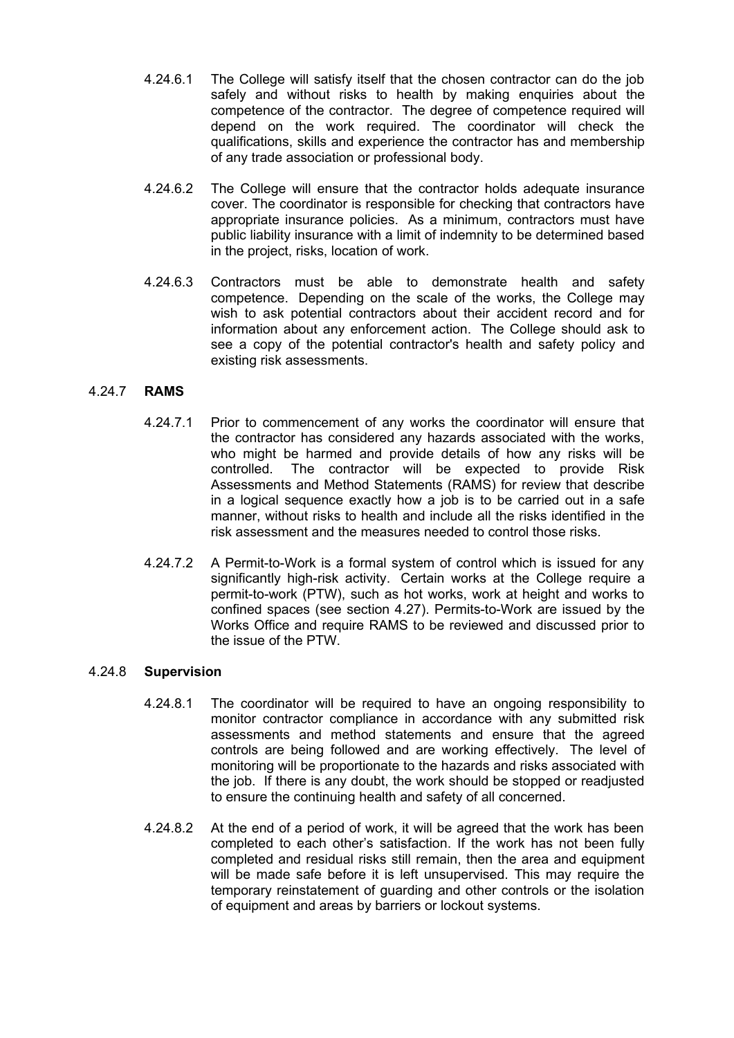4.24.6.1 The College will satisfy itself that the chosen contractor can do the job safely and without risks to health by making enquiries about the competence of the contractor. The degree of competence required will depend on the work required. The coordinator will check the qualifications, skills and experience the contractor has and membership of any trade association or professional body.

4.24.6.2 The College will ensure that the contractor holds adequate insurance cover. The coordinator is responsible for checking that contractors have appropriate insurance policies. As a minimum, contractors must have public liability insurance with a limit of indemnity to be determined based in the project, risks, location of work.

4.24.6.3 Contractors must be able to demonstrate health and safety competence. Depending on the scale of the works, the College may wish to ask potential contractors about their accident record and for information about any enforcement action. The College should ask to see a copy of the potential contractor's health and safety policy and existing risk assessments.

### 4.24.7 **RAMS**

4.24.7.1 Prior to commencement of any works the coordinator will ensure that the contractor has considered any hazards associated with the works, who might be harmed and provide details of how any risks will be controlled. The contractor will be expected to provide Risk Assessments and Method Statements (RAMS) for review that describe in a logical sequence exactly how a job is to be carried out in a safe manner, without risks to health and include all the risks identified in the risk assessment and the measures needed to control those risks.

4.24.7.2 A Permit-to-Work is a formal system of control which is issued for any significantly high-risk activity. Certain works at the College require a permit-to-work (PTW), such as hot works, work at height and works to confined spaces (see section 4.27). Permits-to-Work are issued by the Works Office and require RAMS to be reviewed and discussed prior to the issue of the PTW.

### 4.24.8 **Supervision**

4.24.8.1 The coordinator will be required to have an ongoing responsibility to monitor contractor compliance in accordance with any submitted risk assessments and method statements and ensure that the agreed controls are being followed and are working effectively. The level of monitoring will be proportionate to the hazards and risks associated with the job. If there is any doubt, the work should be stopped or readjusted to ensure the continuing health and safety of all concerned.

4.24.8.2 At the end of a period of work, it will be agreed that the work has been completed to each other's satisfaction. If the work has not been fully completed and residual risks still remain, then the area and equipment will be made safe before it is left unsupervised. This may require the temporary reinstatement of guarding and other controls or the isolation of equipment and areas by barriers or lockout systems.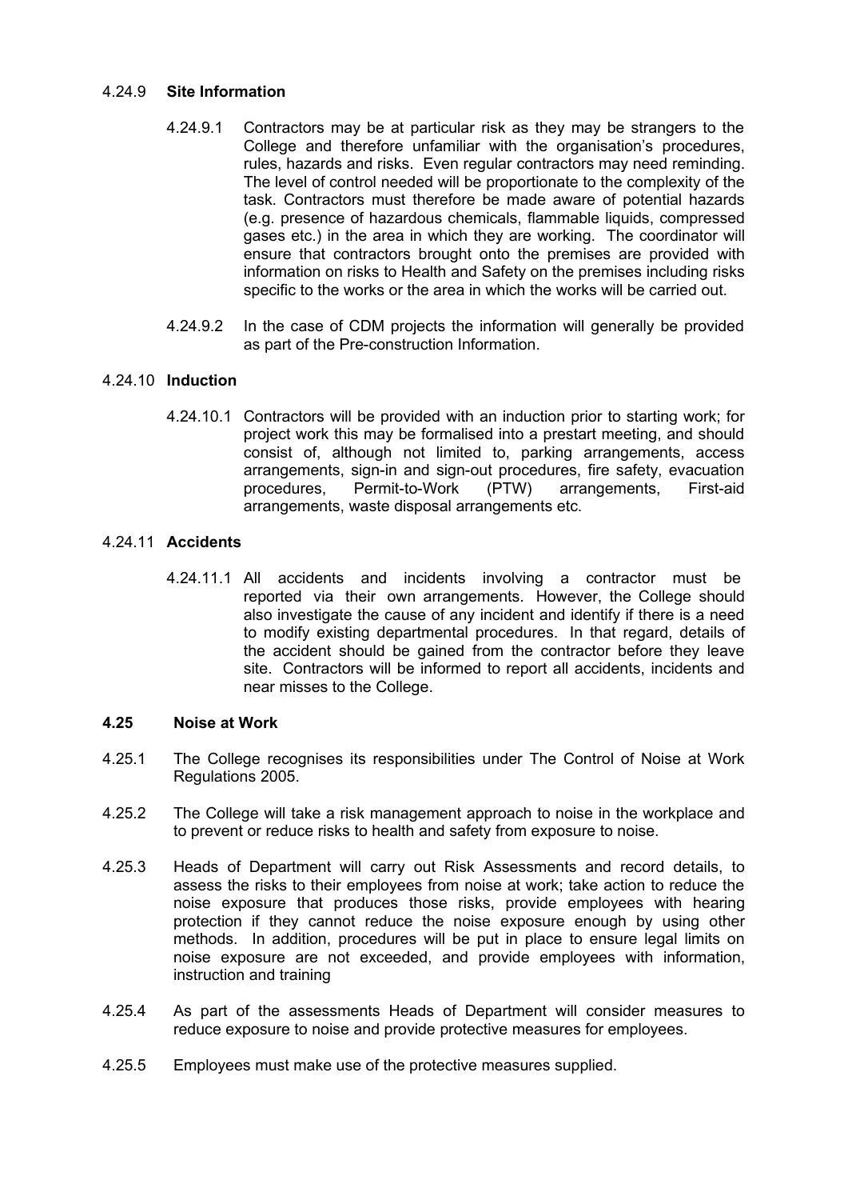#### 4.24.9 Site Information

4.24.9.1 Contractors may be at particular risk as they may be strangers to the College and therefore unfamiliar with the organisation's procedures, rules, hazards and risks. Even regular contractors may need reminding. The level of control needed will be proportionate to the complexity of the task. Contractors must therefore be made aware of potential hazards (e.g. presence of hazardous chemicals, flammable liquids, compressed gases etc.) in the area in which they are working. The coordinator will ensure that contractors brought onto the premises are provided with information on risks to Health and Safety on the premises including risks specific to the works or the area in which the works will be carried out.

4.24.9.2 In the case of CDM projects the information will generally be provided as part of the Pre-construction Information.

#### 4.24.10 Induction

4.24.10.1 Contractors will be provided with an induction prior to starting work; for project work this may be formalised into a prestart meeting, and should consist of, although not limited to, parking arrangements, access arrangements, sign-in and sign-out procedures, fire safety, evacuation procedures, Permit-to-Work (PTW) arrangements, First-aid arrangements, waste disposal arrangements etc.

#### 4.24.11 Accidents

4.24.11.1 All accidents and incidents involving a contractor must be reported via their own arrangements. However, the College should also investigate the cause of any incident and identify if there is a need to modify existing departmental procedures. In that regard, details of the accident should be gained from the contractor before they leave site. Contractors will be informed to report all accidents, incidents and near misses to the College.

### 4.25 Noise at Work

4.25.1 The College recognises its responsibilities under The Control of Noise at Work Regulations 2005.

4.25.2 The College will take a risk management approach to noise in the workplace and to prevent or reduce risks to health and safety from exposure to noise.

4.25.3 Heads of Department will carry out Risk Assessments and record details, to assess the risks to their employees from noise at work; take action to reduce the noise exposure that produces those risks, provide employees with hearing protection if they cannot reduce the noise exposure enough by using other methods. In addition, procedures will be put in place to ensure legal limits on noise exposure are not exceeded, and provide employees with information, instruction and training

4.25.4 As part of the assessments Heads of Department will consider measures to reduce exposure to noise and provide protective measures for employees.

4.25.5 Employees must make use of the protective measures supplied.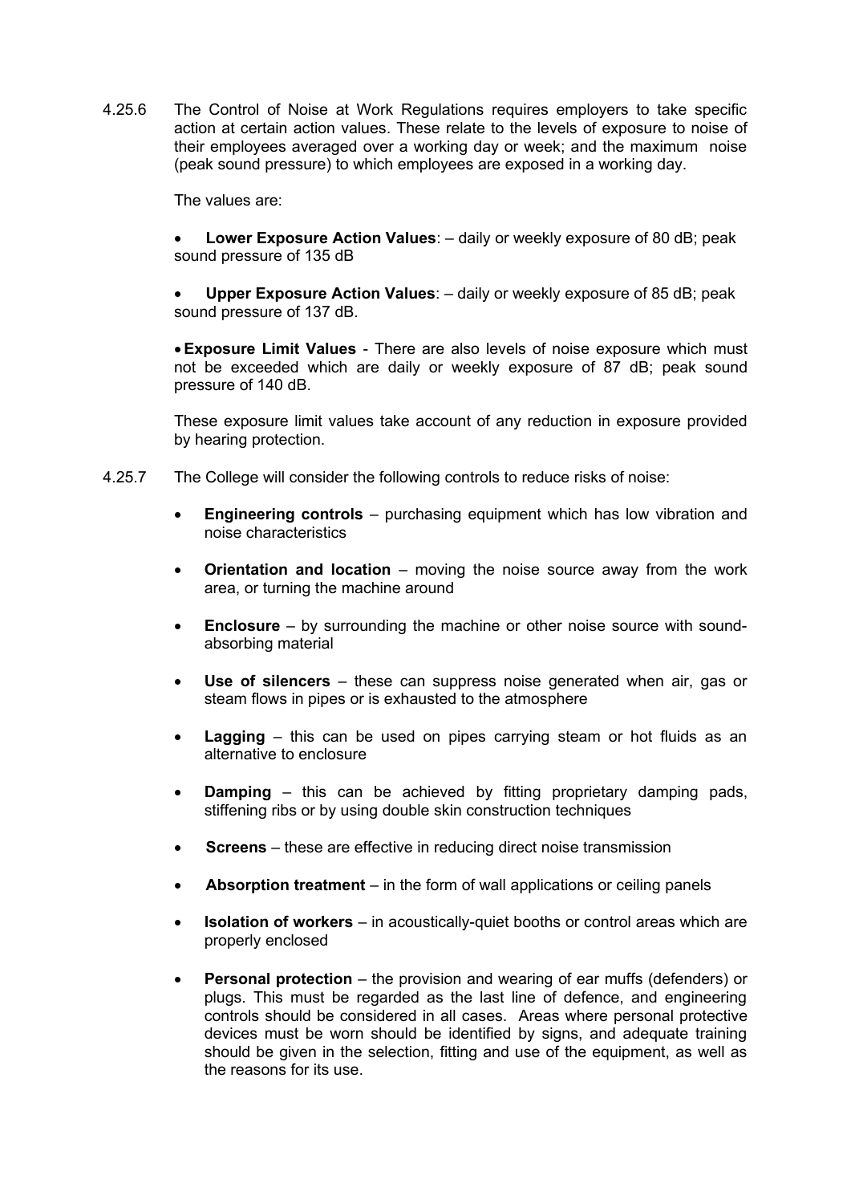4.25.6 The Control of Noise at Work Regulations requires employers to take specific action at certain action values. These relate to the levels of exposure to noise of their employees averaged over a working day or week; and the maximum noise (peak sound pressure) to which employees are exposed in a working day.

The values are:

- **Lower Exposure Action Values**: – daily or weekly exposure of 80 dB; peak sound pressure of 135 dB

- **Upper Exposure Action Values**: – daily or weekly exposure of 85 dB; peak sound pressure of 137 dB.

- **Exposure Limit Values** - There are also levels of noise exposure which must not be exceeded which are daily or weekly exposure of 87 dB; peak sound pressure of 140 dB.

These exposure limit values take account of any reduction in exposure provided by hearing protection.

4.25.7 The College will consider the following controls to reduce risks of noise:

- **Engineering controls** – purchasing equipment which has low vibration and noise characteristics

- **Orientation and location** – moving the noise source away from the work area, or turning the machine around

- **Enclosure** – by surrounding the machine or other noise source with sound-absorbing material

- **Use of silencers** – these can suppress noise generated when air, gas or steam flows in pipes or is exhausted to the atmosphere

- **Lagging** – this can be used on pipes carrying steam or hot fluids as an alternative to enclosure

- **Damping** – this can be achieved by fitting proprietary damping pads, stiffening ribs or by using double skin construction techniques

- **Screens** – these are effective in reducing direct noise transmission

- **Absorption treatment** – in the form of wall applications or ceiling panels

- **Isolation of workers** – in acoustically-quiet booths or control areas which are properly enclosed

- **Personal protection** – the provision and wearing of ear muffs (defenders) or plugs. This must be regarded as the last line of defence, and engineering controls should be considered in all cases. Areas where personal protective devices must be worn should be identified by signs, and adequate training should be given in the selection, fitting and use of the equipment, as well as the reasons for its use.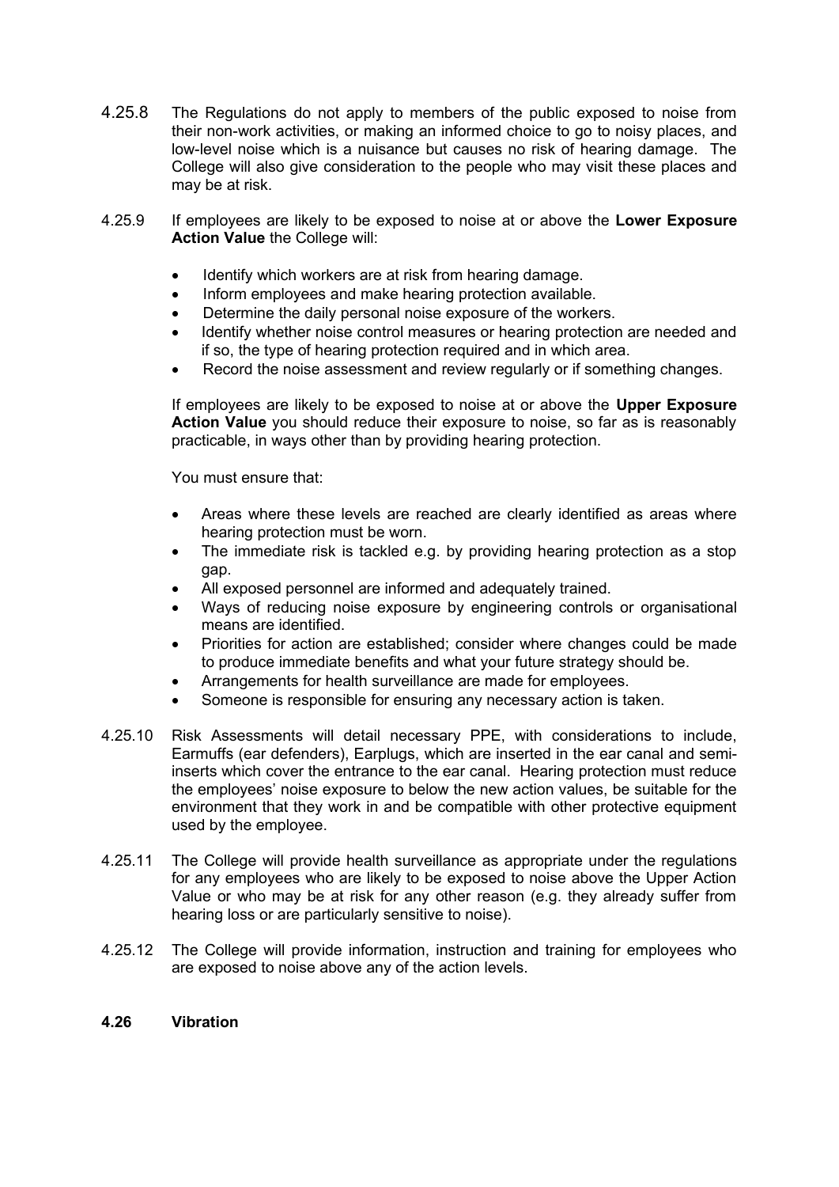4.25.8 The Regulations do not apply to members of the public exposed to noise from their non-work activities, or making an informed choice to go to noisy places, and low-level noise which is a nuisance but causes no risk of hearing damage. The College will also give consideration to the people who may visit these places and may be at risk.

4.25.9 If employees are likely to be exposed to noise at or above the **Lower Exposure Action Value** the College will:

- Identify which workers are at risk from hearing damage.
- Inform employees and make hearing protection available.
- Determine the daily personal noise exposure of the workers.
- Identify whether noise control measures or hearing protection are needed and if so, the type of hearing protection required and in which area.
- Record the noise assessment and review regularly or if something changes.

If employees are likely to be exposed to noise at or above the **Upper Exposure Action Value** you should reduce their exposure to noise, so far as is reasonably practicable, in ways other than by providing hearing protection.

You must ensure that:

- Areas where these levels are reached are clearly identified as areas where hearing protection must be worn.
- The immediate risk is tackled e.g. by providing hearing protection as a stop gap.
- All exposed personnel are informed and adequately trained.
- Ways of reducing noise exposure by engineering controls or organisational means are identified.
- Priorities for action are established; consider where changes could be made to produce immediate benefits and what your future strategy should be.
- Arrangements for health surveillance are made for employees.
- Someone is responsible for ensuring any necessary action is taken.

4.25.10 Risk Assessments will detail necessary PPE, with considerations to include, Earmuffs (ear defenders), Earplugs, which are inserted in the ear canal and semi-inserts which cover the entrance to the ear canal. Hearing protection must reduce the employees' noise exposure to below the new action values, be suitable for the environment that they work in and be compatible with other protective equipment used by the employee.

4.25.11 The College will provide health surveillance as appropriate under the regulations for any employees who are likely to be exposed to noise above the Upper Action Value or who may be at risk for any other reason (e.g. they already suffer from hearing loss or are particularly sensitive to noise).

4.25.12 The College will provide information, instruction and training for employees who are exposed to noise above any of the action levels.

### 4.26 Vibration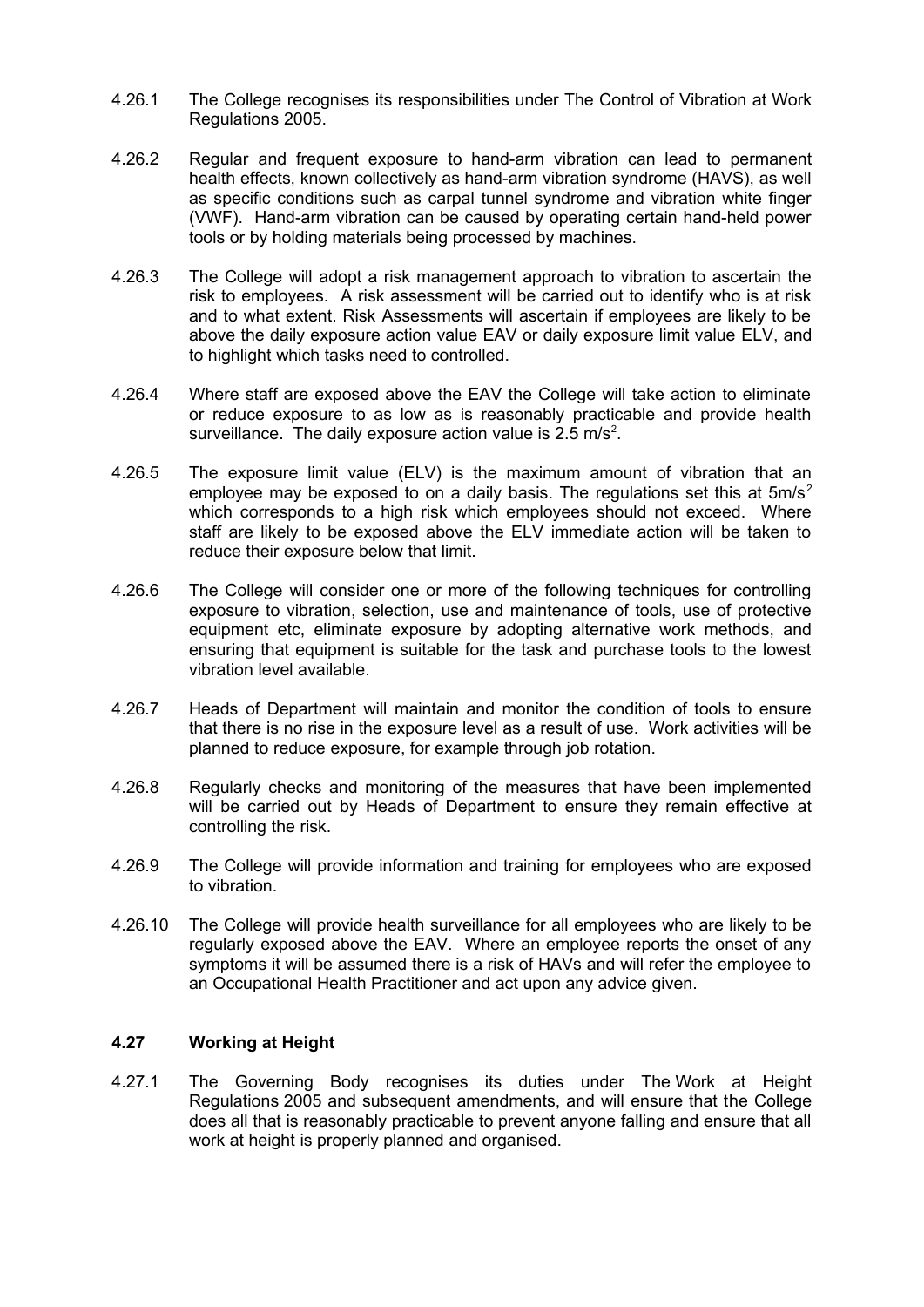4.26.1 The College recognises its responsibilities under The Control of Vibration at Work Regulations 2005.

4.26.2 Regular and frequent exposure to hand-arm vibration can lead to permanent health effects, known collectively as hand-arm vibration syndrome (HAVS), as well as specific conditions such as carpal tunnel syndrome and vibration white finger (VWF). Hand-arm vibration can be caused by operating certain hand-held power tools or by holding materials being processed by machines.

4.26.3 The College will adopt a risk management approach to vibration to ascertain the risk to employees. A risk assessment will be carried out to identify who is at risk and to what extent. Risk Assessments will ascertain if employees are likely to be above the daily exposure action value EAV or daily exposure limit value ELV, and to highlight which tasks need to controlled.

4.26.4 Where staff are exposed above the EAV the College will take action to eliminate or reduce exposure to as low as is reasonably practicable and provide health surveillance. The daily exposure action value is $2.5 \text{ m/s}^2$.

4.26.5 The exposure limit value (ELV) is the maximum amount of vibration that an employee may be exposed to on a daily basis. The regulations set this at $5\text{m/s}^2$ which corresponds to a high risk which employees should not exceed. Where staff are likely to be exposed above the ELV immediate action will be taken to reduce their exposure below that limit.

4.26.6 The College will consider one or more of the following techniques for controlling exposure to vibration, selection, use and maintenance of tools, use of protective equipment etc, eliminate exposure by adopting alternative work methods, and ensuring that equipment is suitable for the task and purchase tools to the lowest vibration level available.

4.26.7 Heads of Department will maintain and monitor the condition of tools to ensure that there is no rise in the exposure level as a result of use. Work activities will be planned to reduce exposure, for example through job rotation.

4.26.8 Regularly checks and monitoring of the measures that have been implemented will be carried out by Heads of Department to ensure they remain effective at controlling the risk.

4.26.9 The College will provide information and training for employees who are exposed to vibration.

4.26.10 The College will provide health surveillance for all employees who are likely to be regularly exposed above the EAV. Where an employee reports the onset of any symptoms it will be assumed there is a risk of HAVs and will refer the employee to an Occupational Health Practitioner and act upon any advice given.

## 4.27 Working at Height

4.27.1 The Governing Body recognises its duties under The Work at Height Regulations 2005 and subsequent amendments, and will ensure that the College does all that is reasonably practicable to prevent anyone falling and ensure that all work at height is properly planned and organised.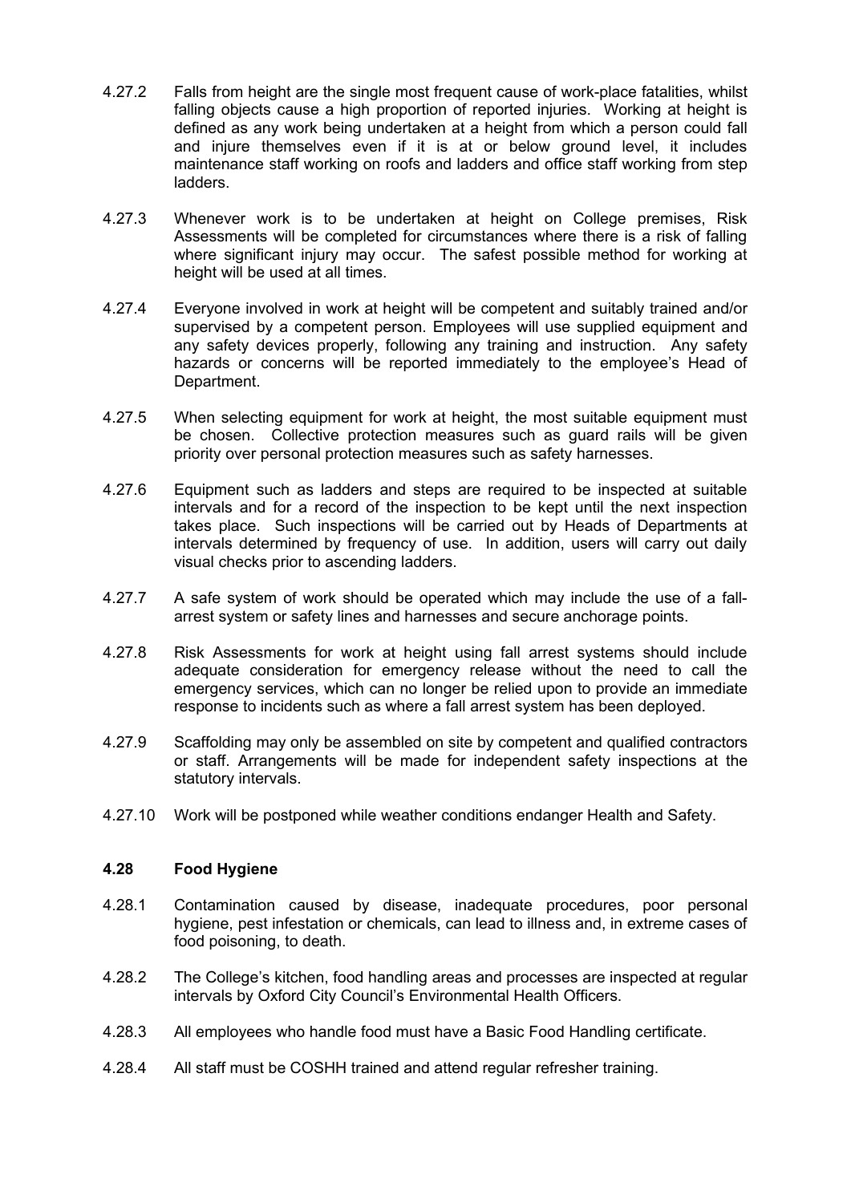4.27.2 Falls from height are the single most frequent cause of work-place fatalities, whilst falling objects cause a high proportion of reported injuries. Working at height is defined as any work being undertaken at a height from which a person could fall and injure themselves even if it is at or below ground level, it includes maintenance staff working on roofs and ladders and office staff working from step ladders.

4.27.3 Whenever work is to be undertaken at height on College premises, Risk Assessments will be completed for circumstances where there is a risk of falling where significant injury may occur. The safest possible method for working at height will be used at all times.

4.27.4 Everyone involved in work at height will be competent and suitably trained and/or supervised by a competent person. Employees will use supplied equipment and any safety devices properly, following any training and instruction. Any safety hazards or concerns will be reported immediately to the employee's Head of Department.

4.27.5 When selecting equipment for work at height, the most suitable equipment must be chosen. Collective protection measures such as guard rails will be given priority over personal protection measures such as safety harnesses.

4.27.6 Equipment such as ladders and steps are required to be inspected at suitable intervals and for a record of the inspection to be kept until the next inspection takes place. Such inspections will be carried out by Heads of Departments at intervals determined by frequency of use. In addition, users will carry out daily visual checks prior to ascending ladders.

4.27.7 A safe system of work should be operated which may include the use of a fall-arrest system or safety lines and harnesses and secure anchorage points.

4.27.8 Risk Assessments for work at height using fall arrest systems should include adequate consideration for emergency release without the need to call the emergency services, which can no longer be relied upon to provide an immediate response to incidents such as where a fall arrest system has been deployed.

4.27.9 Scaffolding may only be assembled on site by competent and qualified contractors or staff. Arrangements will be made for independent safety inspections at the statutory intervals.

4.27.10 Work will be postponed while weather conditions endanger Health and Safety.

### 4.28 Food Hygiene

4.28.1 Contamination caused by disease, inadequate procedures, poor personal hygiene, pest infestation or chemicals, can lead to illness and, in extreme cases of food poisoning, to death.

4.28.2 The College's kitchen, food handling areas and processes are inspected at regular intervals by Oxford City Council's Environmental Health Officers.

4.28.3 All employees who handle food must have a Basic Food Handling certificate.

4.28.4 All staff must be COSHH trained and attend regular refresher training.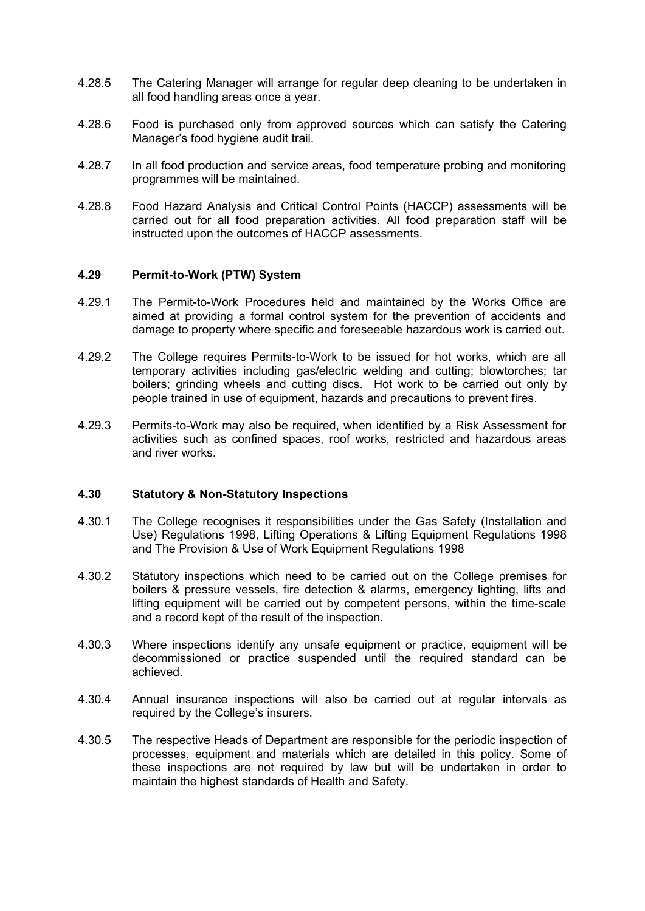4.28.5 The Catering Manager will arrange for regular deep cleaning to be undertaken in all food handling areas once a year.

4.28.6 Food is purchased only from approved sources which can satisfy the Catering Manager's food hygiene audit trail.

4.28.7 In all food production and service areas, food temperature probing and monitoring programmes will be maintained.

4.28.8 Food Hazard Analysis and Critical Control Points (HACCP) assessments will be carried out for all food preparation activities. All food preparation staff will be instructed upon the outcomes of HACCP assessments.

### 4.29 Permit-to-Work (PTW) System

4.29.1 The Permit-to-Work Procedures held and maintained by the Works Office are aimed at providing a formal control system for the prevention of accidents and damage to property where specific and foreseeable hazardous work is carried out.

4.29.2 The College requires Permits-to-Work to be issued for hot works, which are all temporary activities including gas/electric welding and cutting; blowtorches; tar boilers; grinding wheels and cutting discs. Hot work to be carried out only by people trained in use of equipment, hazards and precautions to prevent fires.

4.29.3 Permits-to-Work may also be required, when identified by a Risk Assessment for activities such as confined spaces, roof works, restricted and hazardous areas and river works.

### 4.30 Statutory & Non-Statutory Inspections

4.30.1 The College recognises it responsibilities under the Gas Safety (Installation and Use) Regulations 1998, Lifting Operations & Lifting Equipment Regulations 1998 and The Provision & Use of Work Equipment Regulations 1998

4.30.2 Statutory inspections which need to be carried out on the College premises for boilers & pressure vessels, fire detection & alarms, emergency lighting, lifts and lifting equipment will be carried out by competent persons, within the time-scale and a record kept of the result of the inspection.

4.30.3 Where inspections identify any unsafe equipment or practice, equipment will be decommissioned or practice suspended until the required standard can be achieved.

4.30.4 Annual insurance inspections will also be carried out at regular intervals as required by the College's insurers.

4.30.5 The respective Heads of Department are responsible for the periodic inspection of processes, equipment and materials which are detailed in this policy. Some of these inspections are not required by law but will be undertaken in order to maintain the highest standards of Health and Safety.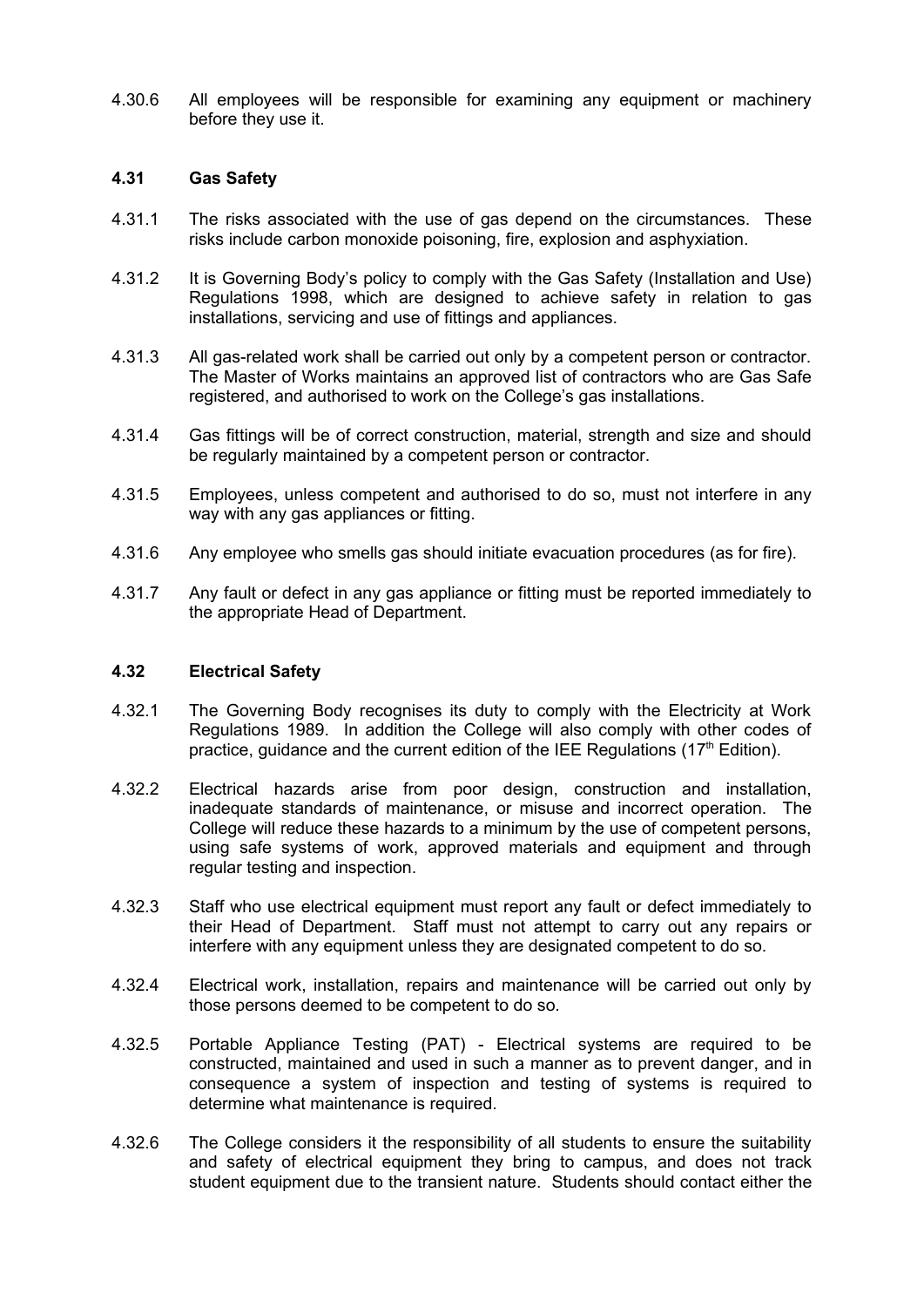4.30.6 All employees will be responsible for examining any equipment or machinery before they use it.

### 4.31 Gas Safety

4.31.1 The risks associated with the use of gas depend on the circumstances. These risks include carbon monoxide poisoning, fire, explosion and asphyxiation.

4.31.2 It is Governing Body's policy to comply with the Gas Safety (Installation and Use) Regulations 1998, which are designed to achieve safety in relation to gas installations, servicing and use of fittings and appliances.

4.31.3 All gas-related work shall be carried out only by a competent person or contractor. The Master of Works maintains an approved list of contractors who are Gas Safe registered, and authorised to work on the College's gas installations.

4.31.4 Gas fittings will be of correct construction, material, strength and size and should be regularly maintained by a competent person or contractor.

4.31.5 Employees, unless competent and authorised to do so, must not interfere in any way with any gas appliances or fitting.

4.31.6 Any employee who smells gas should initiate evacuation procedures (as for fire).

4.31.7 Any fault or defect in any gas appliance or fitting must be reported immediately to the appropriate Head of Department.

### 4.32 Electrical Safety

4.32.1 The Governing Body recognises its duty to comply with the Electricity at Work Regulations 1989. In addition the College will also comply with other codes of practice, guidance and the current edition of the IEE Regulations (17th Edition).

4.32.2 Electrical hazards arise from poor design, construction and installation, inadequate standards of maintenance, or misuse and incorrect operation. The College will reduce these hazards to a minimum by the use of competent persons, using safe systems of work, approved materials and equipment and through regular testing and inspection.

4.32.3 Staff who use electrical equipment must report any fault or defect immediately to their Head of Department. Staff must not attempt to carry out any repairs or interfere with any equipment unless they are designated competent to do so.

4.32.4 Electrical work, installation, repairs and maintenance will be carried out only by those persons deemed to be competent to do so.

4.32.5 Portable Appliance Testing (PAT) - Electrical systems are required to be constructed, maintained and used in such a manner as to prevent danger, and in consequence a system of inspection and testing of systems is required to determine what maintenance is required.

4.32.6 The College considers it the responsibility of all students to ensure the suitability and safety of electrical equipment they bring to campus, and does not track student equipment due to the transient nature. Students should contact either the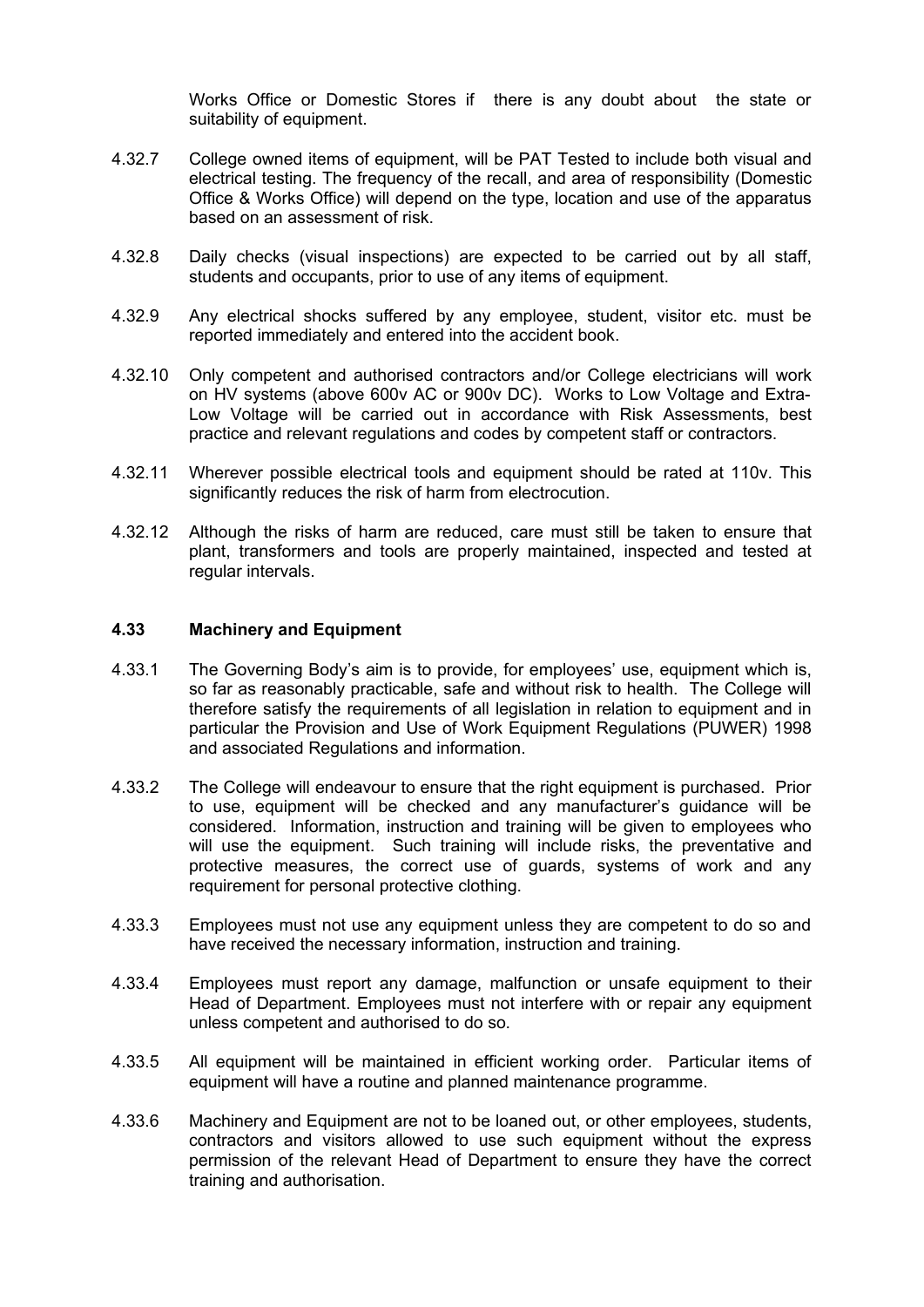Works Office or Domestic Stores if there is any doubt about the state or suitability of equipment.

4.32.7 College owned items of equipment, will be PAT Tested to include both visual and electrical testing. The frequency of the recall, and area of responsibility (Domestic Office & Works Office) will depend on the type, location and use of the apparatus based on an assessment of risk.

4.32.8 Daily checks (visual inspections) are expected to be carried out by all staff, students and occupants, prior to use of any items of equipment.

4.32.9 Any electrical shocks suffered by any employee, student, visitor etc. must be reported immediately and entered into the accident book.

4.32.10 Only competent and authorised contractors and/or College electricians will work on HV systems (above 600v AC or 900v DC). Works to Low Voltage and Extra-Low Voltage will be carried out in accordance with Risk Assessments, best practice and relevant regulations and codes by competent staff or contractors.

4.32.11 Wherever possible electrical tools and equipment should be rated at 110v. This significantly reduces the risk of harm from electrocution.

4.32.12 Although the risks of harm are reduced, care must still be taken to ensure that plant, transformers and tools are properly maintained, inspected and tested at regular intervals.

### 4.33 Machinery and Equipment

4.33.1 The Governing Body's aim is to provide, for employees' use, equipment which is, so far as reasonably practicable, safe and without risk to health. The College will therefore satisfy the requirements of all legislation in relation to equipment and in particular the Provision and Use of Work Equipment Regulations (PUWER) 1998 and associated Regulations and information.

4.33.2 The College will endeavour to ensure that the right equipment is purchased. Prior to use, equipment will be checked and any manufacturer's guidance will be considered. Information, instruction and training will be given to employees who will use the equipment. Such training will include risks, the preventative and protective measures, the correct use of guards, systems of work and any requirement for personal protective clothing.

4.33.3 Employees must not use any equipment unless they are competent to do so and have received the necessary information, instruction and training.

4.33.4 Employees must report any damage, malfunction or unsafe equipment to their Head of Department. Employees must not interfere with or repair any equipment unless competent and authorised to do so.

4.33.5 All equipment will be maintained in efficient working order. Particular items of equipment will have a routine and planned maintenance programme.

4.33.6 Machinery and Equipment are not to be loaned out, or other employees, students, contractors and visitors allowed to use such equipment without the express permission of the relevant Head of Department to ensure they have the correct training and authorisation.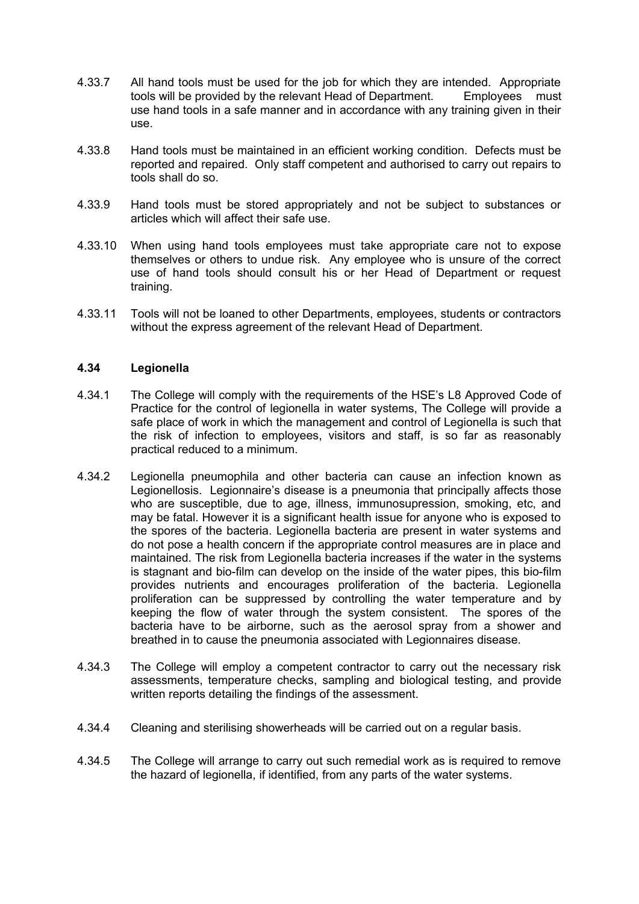4.33.7 All hand tools must be used for the job for which they are intended. Appropriate tools will be provided by the relevant Head of Department. Employees must use hand tools in a safe manner and in accordance with any training given in their use.

4.33.8 Hand tools must be maintained in an efficient working condition. Defects must be reported and repaired. Only staff competent and authorised to carry out repairs to tools shall do so.

4.33.9 Hand tools must be stored appropriately and not be subject to substances or articles which will affect their safe use.

4.33.10 When using hand tools employees must take appropriate care not to expose themselves or others to undue risk. Any employee who is unsure of the correct use of hand tools should consult his or her Head of Department or request training.

4.33.11 Tools will not be loaned to other Departments, employees, students or contractors without the express agreement of the relevant Head of Department.

### 4.34 Legionella

4.34.1 The College will comply with the requirements of the HSE's L8 Approved Code of Practice for the control of legionella in water systems, The College will provide a safe place of work in which the management and control of Legionella is such that the risk of infection to employees, visitors and staff, is so far as reasonably practical reduced to a minimum.

4.34.2 Legionella pneumophila and other bacteria can cause an infection known as Legionellosis. Legionnaire's disease is a pneumonia that principally affects those who are susceptible, due to age, illness, immunosupression, smoking, etc, and may be fatal. However it is a significant health issue for anyone who is exposed to the spores of the bacteria. Legionella bacteria are present in water systems and do not pose a health concern if the appropriate control measures are in place and maintained. The risk from Legionella bacteria increases if the water in the systems is stagnant and bio-film can develop on the inside of the water pipes, this bio-film provides nutrients and encourages proliferation of the bacteria. Legionella proliferation can be suppressed by controlling the water temperature and by keeping the flow of water through the system consistent. The spores of the bacteria have to be airborne, such as the aerosol spray from a shower and breathed in to cause the pneumonia associated with Legionnaires disease.

4.34.3 The College will employ a competent contractor to carry out the necessary risk assessments, temperature checks, sampling and biological testing, and provide written reports detailing the findings of the assessment.

4.34.4 Cleaning and sterilising showerheads will be carried out on a regular basis.

4.34.5 The College will arrange to carry out such remedial work as is required to remove the hazard of legionella, if identified, from any parts of the water systems.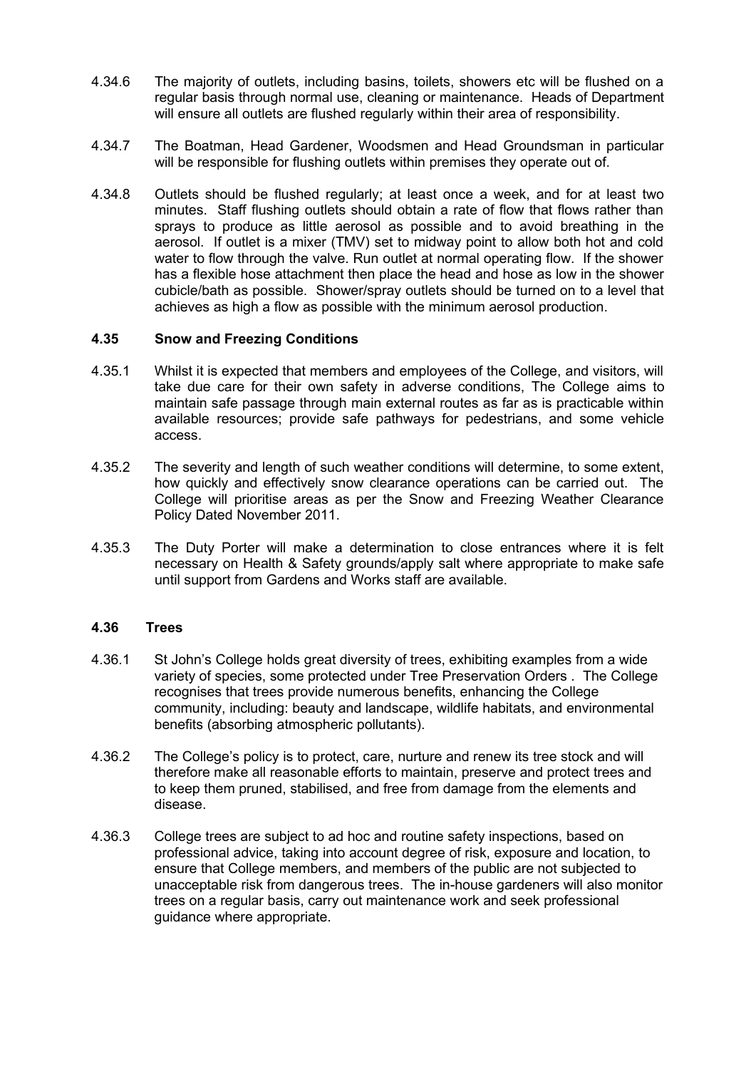4.34.6 The majority of outlets, including basins, toilets, showers etc will be flushed on a regular basis through normal use, cleaning or maintenance. Heads of Department will ensure all outlets are flushed regularly within their area of responsibility.

4.34.7 The Boatman, Head Gardener, Woodsmen and Head Groundsman in particular will be responsible for flushing outlets within premises they operate out of.

4.34.8 Outlets should be flushed regularly; at least once a week, and for at least two minutes. Staff flushing outlets should obtain a rate of flow that flows rather than sprays to produce as little aerosol as possible and to avoid breathing in the aerosol. If outlet is a mixer (TMV) set to midway point to allow both hot and cold water to flow through the valve. Run outlet at normal operating flow. If the shower has a flexible hose attachment then place the head and hose as low in the shower cubicle/bath as possible. Shower/spray outlets should be turned on to a level that achieves as high a flow as possible with the minimum aerosol production.

### 4.35 Snow and Freezing Conditions

4.35.1 Whilst it is expected that members and employees of the College, and visitors, will take due care for their own safety in adverse conditions, The College aims to maintain safe passage through main external routes as far as is practicable within available resources; provide safe pathways for pedestrians, and some vehicle access.

4.35.2 The severity and length of such weather conditions will determine, to some extent, how quickly and effectively snow clearance operations can be carried out. The College will prioritise areas as per the Snow and Freezing Weather Clearance Policy Dated November 2011.

4.35.3 The Duty Porter will make a determination to close entrances where it is felt necessary on Health & Safety grounds/apply salt where appropriate to make safe until support from Gardens and Works staff are available.

### 4.36 Trees

4.36.1 St John's College holds great diversity of trees, exhibiting examples from a wide variety of species, some protected under Tree Preservation Orders . The College recognises that trees provide numerous benefits, enhancing the College community, including: beauty and landscape, wildlife habitats, and environmental benefits (absorbing atmospheric pollutants).

4.36.2 The College's policy is to protect, care, nurture and renew its tree stock and will therefore make all reasonable efforts to maintain, preserve and protect trees and to keep them pruned, stabilised, and free from damage from the elements and disease.

4.36.3 College trees are subject to ad hoc and routine safety inspections, based on professional advice, taking into account degree of risk, exposure and location, to ensure that College members, and members of the public are not subjected to unacceptable risk from dangerous trees. The in-house gardeners will also monitor trees on a regular basis, carry out maintenance work and seek professional guidance where appropriate.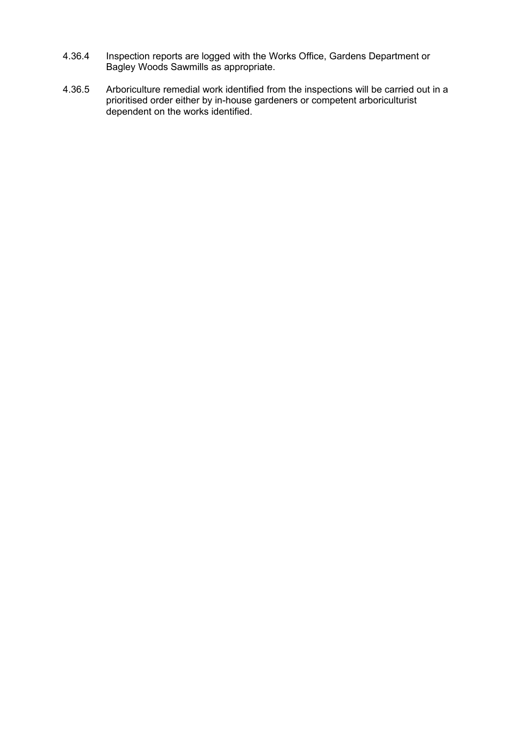4.36.4 Inspection reports are logged with the Works Office, Gardens Department or Bagley Woods Sawmills as appropriate.

4.36.5 Arboriculture remedial work identified from the inspections will be carried out in a prioritised order either by in-house gardeners or competent arboriculturist dependent on the works identified.